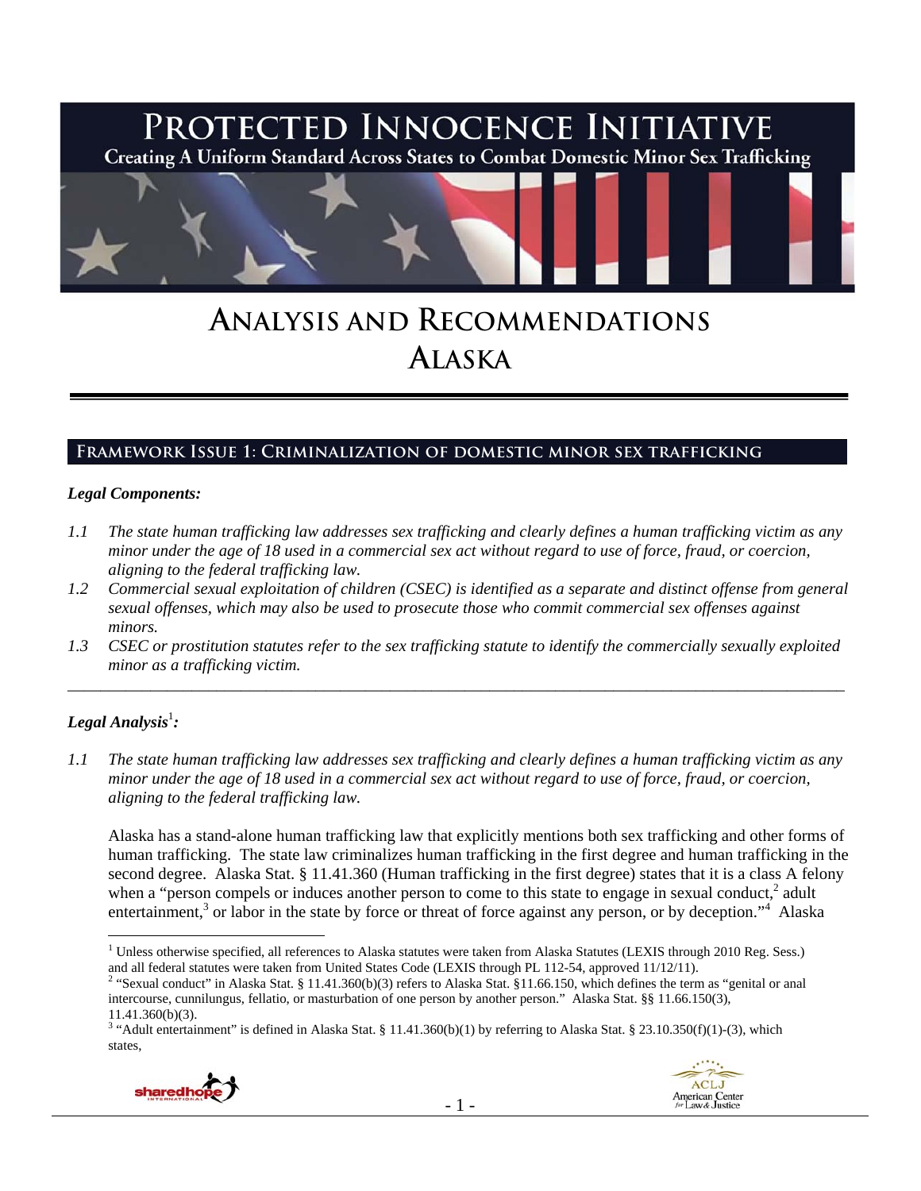# PROTECTED INNOCENCE INITIATIVE

Creating A Uniform Standard Across States to Combat Domestic Minor Sex Trafficking

# ANALYSIS AND RECOMMENDATIONS
# ALASKA

## FRAMEWORK ISSUE 1: CRIMINALIZATION OF DOMESTIC MINOR SEX TRAFFICKING

### *Legal Components:*

*1.1 The state human trafficking law addresses sex trafficking and clearly defines a human trafficking victim as any minor under the age of 18 used in a commercial sex act without regard to use of force, fraud, or coercion, aligning to the federal trafficking law.*

*1.2 Commercial sexual exploitation of children (CSEC) is identified as a separate and distinct offense from general sexual offenses, which may also be used to prosecute those who commit commercial sex offenses against minors.*

*1.3 CSEC or prostitution statutes refer to the sex trafficking statute to identify the commercially sexually exploited minor as a trafficking victim.*

---

### *Legal Analysis*[1]*:*

*1.1 The state human trafficking law addresses sex trafficking and clearly defines a human trafficking victim as any minor under the age of 18 used in a commercial sex act without regard to use of force, fraud, or coercion, aligning to the federal trafficking law.*

Alaska has a stand-alone human trafficking law that explicitly mentions both sex trafficking and other forms of human trafficking. The state law criminalizes human trafficking in the first degree and human trafficking in the second degree. Alaska Stat. § 11.41.360 (Human trafficking in the first degree) states that it is a class A felony when a "person compels or induces another person to come to this state to engage in sexual conduct,[2] adult entertainment,[3] or labor in the state by force or threat of force against any person, or by deception."[4] Alaska

---

[1] Unless otherwise specified, all references to Alaska statutes were taken from Alaska Statutes (LEXIS through 2010 Reg. Sess.) and all federal statutes were taken from United States Code (LEXIS through PL 112-54, approved 11/12/11).

[2] "Sexual conduct" in Alaska Stat. § 11.41.360(b)(3) refers to Alaska Stat. §11.66.150, which defines the term as "genital or anal intercourse, cunnilungus, fellatio, or masturbation of one person by another person." Alaska Stat. §§ 11.66.150(3), 11.41.360(b)(3).

[3] "Adult entertainment" is defined in Alaska Stat. § 11.41.360(b)(1) by referring to Alaska Stat. § 23.10.350(f)(1)-(3), which states,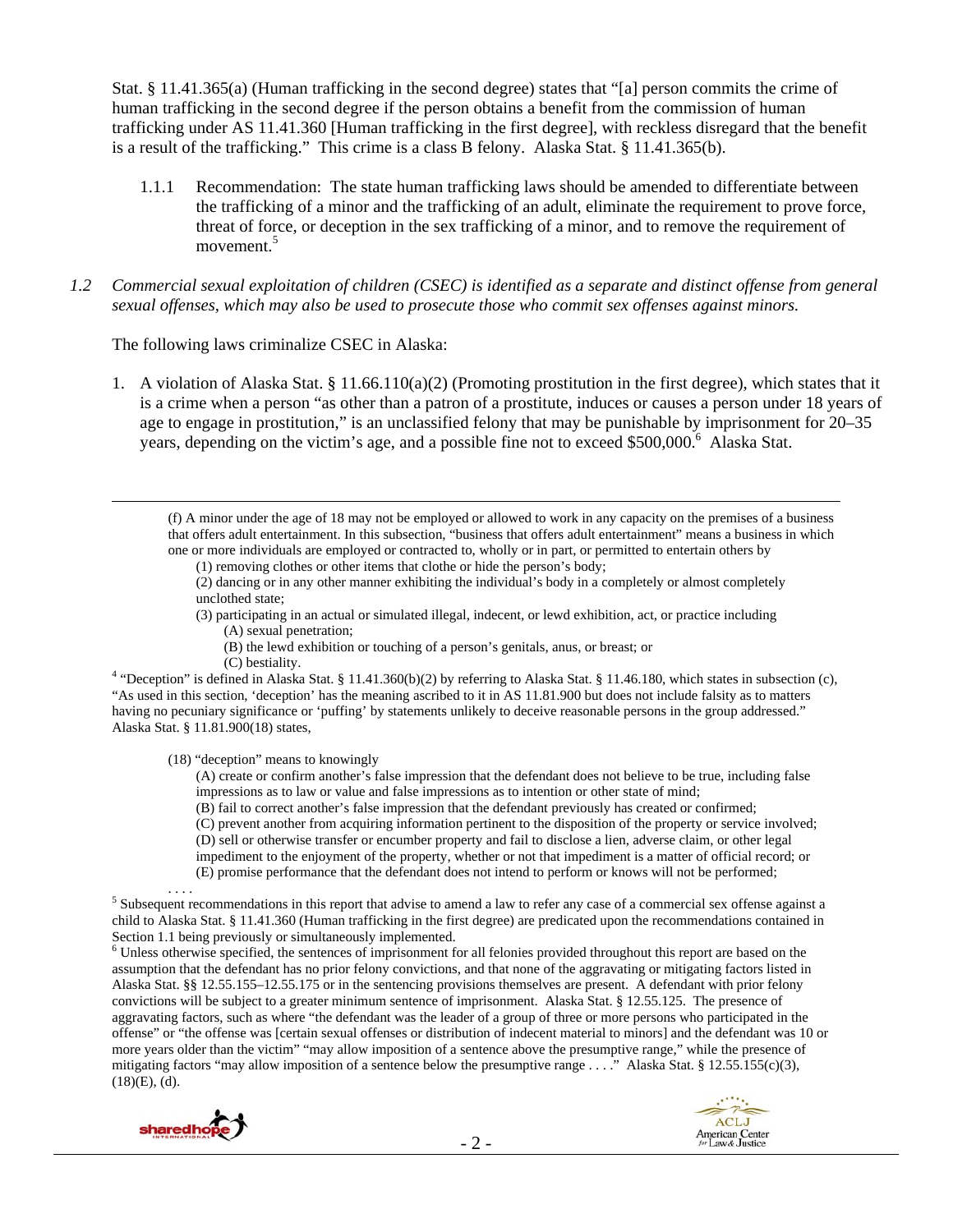Stat. § 11.41.365(a) (Human trafficking in the second degree) states that "[a] person commits the crime of human trafficking in the second degree if the person obtains a benefit from the commission of human trafficking under AS 11.41.360 [Human trafficking in the first degree], with reckless disregard that the benefit is a result of the trafficking." This crime is a class B felony. Alaska Stat. § 11.41.365(b).

1.1.1 Recommendation: The state human trafficking laws should be amended to differentiate between the trafficking of a minor and the trafficking of an adult, eliminate the requirement to prove force, threat of force, or deception in the sex trafficking of a minor, and to remove the requirement of movement.[5]

*1.2 Commercial sexual exploitation of children (CSEC) is identified as a separate and distinct offense from general sexual offenses, which may also be used to prosecute those who commit sex offenses against minors.*

The following laws criminalize CSEC in Alaska:

1. A violation of Alaska Stat. § 11.66.110(a)(2) (Promoting prostitution in the first degree), which states that it is a crime when a person "as other than a patron of a prostitute, induces or causes a person under 18 years of age to engage in prostitution," is an unclassified felony that may be punishable by imprisonment for 20–35 years, depending on the victim's age, and a possible fine not to exceed $500,000.[6] Alaska Stat.

---

(f) A minor under the age of 18 may not be employed or allowed to work in any capacity on the premises of a business that offers adult entertainment. In this subsection, "business that offers adult entertainment" means a business in which one or more individuals are employed or contracted to, wholly or in part, or permitted to entertain others by

(1) removing clothes or other items that clothe or hide the person's body;

(2) dancing or in any other manner exhibiting the individual's body in a completely or almost completely unclothed state;

(3) participating in an actual or simulated illegal, indecent, or lewd exhibition, act, or practice including

(A) sexual penetration;

(B) the lewd exhibition or touching of a person's genitals, anus, or breast; or

(C) bestiality.

[4] "Deception" is defined in Alaska Stat. § 11.41.360(b)(2) by referring to Alaska Stat. § 11.46.180, which states in subsection (c), "As used in this section, 'deception' has the meaning ascribed to it in AS 11.81.900 but does not include falsity as to matters having no pecuniary significance or 'puffing' by statements unlikely to deceive reasonable persons in the group addressed." Alaska Stat. § 11.81.900(18) states,

(18) "deception" means to knowingly

(A) create or confirm another's false impression that the defendant does not believe to be true, including false impressions as to law or value and false impressions as to intention or other state of mind;

(B) fail to correct another's false impression that the defendant previously has created or confirmed;

(C) prevent another from acquiring information pertinent to the disposition of the property or service involved;

(D) sell or otherwise transfer or encumber property and fail to disclose a lien, adverse claim, or other legal impediment to the enjoyment of the property, whether or not that impediment is a matter of official record; or

(E) promise performance that the defendant does not intend to perform or knows will not be performed;

. . . .

[5] Subsequent recommendations in this report that advise to amend a law to refer any case of a commercial sex offense against a child to Alaska Stat. § 11.41.360 (Human trafficking in the first degree) are predicated upon the recommendations contained in Section 1.1 being previously or simultaneously implemented.

[6] Unless otherwise specified, the sentences of imprisonment for all felonies provided throughout this report are based on the assumption that the defendant has no prior felony convictions, and that none of the aggravating or mitigating factors listed in Alaska Stat. §§ 12.55.155–12.55.175 or in the sentencing provisions themselves are present. A defendant with prior felony convictions will be subject to a greater minimum sentence of imprisonment. Alaska Stat. § 12.55.125. The presence of aggravating factors, such as where "the defendant was the leader of a group of three or more persons who participated in the offense" or "the offense was [certain sexual offenses or distribution of indecent material to minors] and the defendant was 10 or more years older than the victim" "may allow imposition of a sentence above the presumptive range," while the presence of mitigating factors "may allow imposition of a sentence below the presumptive range . . . ." Alaska Stat. § 12.55.155(c)(3), (18)(E), (d).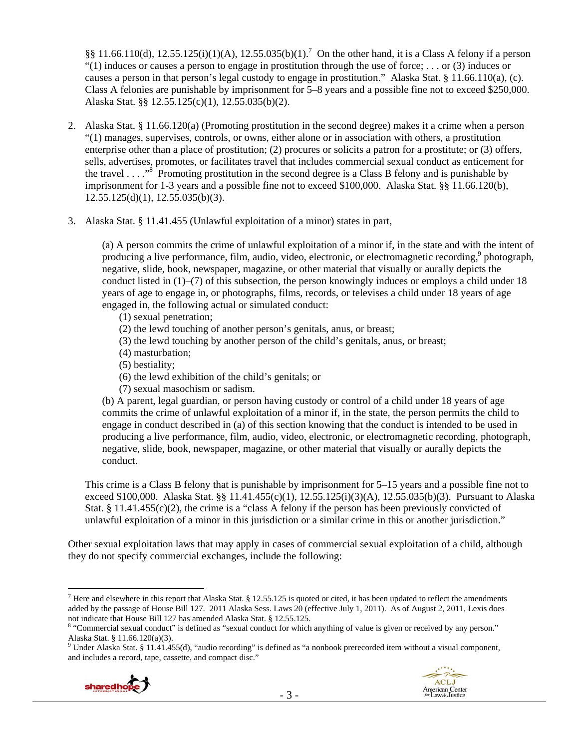§§ 11.66.110(d), 12.55.125(i)(1)(A), 12.55.035(b)(1).[7] On the other hand, it is a Class A felony if a person "(1) induces or causes a person to engage in prostitution through the use of force; . . . or (3) induces or causes a person in that person's legal custody to engage in prostitution." Alaska Stat. § 11.66.110(a), (c). Class A felonies are punishable by imprisonment for 5–8 years and a possible fine not to exceed $250,000. Alaska Stat. §§ 12.55.125(c)(1), 12.55.035(b)(2).

2. Alaska Stat. § 11.66.120(a) (Promoting prostitution in the second degree) makes it a crime when a person "(1) manages, supervises, controls, or owns, either alone or in association with others, a prostitution enterprise other than a place of prostitution; (2) procures or solicits a patron for a prostitute; or (3) offers, sells, advertises, promotes, or facilitates travel that includes commercial sexual conduct as enticement for the travel . . . ."[8] Promoting prostitution in the second degree is a Class B felony and is punishable by imprisonment for 1-3 years and a possible fine not to exceed $100,000. Alaska Stat. §§ 11.66.120(b), 12.55.125(d)(1), 12.55.035(b)(3).

3. Alaska Stat. § 11.41.455 (Unlawful exploitation of a minor) states in part,

   (a) A person commits the crime of unlawful exploitation of a minor if, in the state and with the intent of producing a live performance, film, audio, video, electronic, or electromagnetic recording,[9] photograph, negative, slide, book, newspaper, magazine, or other material that visually or aurally depicts the conduct listed in (1)–(7) of this subsection, the person knowingly induces or employs a child under 18 years of age to engage in, or photographs, films, records, or televises a child under 18 years of age engaged in, the following actual or simulated conduct:
   (1) sexual penetration;
   (2) the lewd touching of another person's genitals, anus, or breast;
   (3) the lewd touching by another person of the child's genitals, anus, or breast;
   (4) masturbation;
   (5) bestiality;
   (6) the lewd exhibition of the child's genitals; or
   (7) sexual masochism or sadism.
   (b) A parent, legal guardian, or person having custody or control of a child under 18 years of age commits the crime of unlawful exploitation of a minor if, in the state, the person permits the child to engage in conduct described in (a) of this section knowing that the conduct is intended to be used in producing a live performance, film, audio, video, electronic, or electromagnetic recording, photograph, negative, slide, book, newspaper, magazine, or other material that visually or aurally depicts the conduct.

   This crime is a Class B felony that is punishable by imprisonment for 5–15 years and a possible fine not to exceed $100,000. Alaska Stat. §§ 11.41.455(c)(1), 12.55.125(i)(3)(A), 12.55.035(b)(3). Pursuant to Alaska Stat. § 11.41.455(c)(2), the crime is a "class A felony if the person has been previously convicted of unlawful exploitation of a minor in this jurisdiction or a similar crime in this or another jurisdiction."

Other sexual exploitation laws that may apply in cases of commercial sexual exploitation of a child, although they do not specify commercial exchanges, include the following:

---

[7] Here and elsewhere in this report that Alaska Stat. § 12.55.125 is quoted or cited, it has been updated to reflect the amendments added by the passage of House Bill 127. 2011 Alaska Sess. Laws 20 (effective July 1, 2011). As of August 2, 2011, Lexis does not indicate that House Bill 127 has amended Alaska Stat. § 12.55.125.

[8] "Commercial sexual conduct" is defined as "sexual conduct for which anything of value is given or received by any person." Alaska Stat. § 11.66.120(a)(3).

[9] Under Alaska Stat. § 11.41.455(d), "audio recording" is defined as "a nonbook prerecorded item without a visual component, and includes a record, tape, cassette, and compact disc."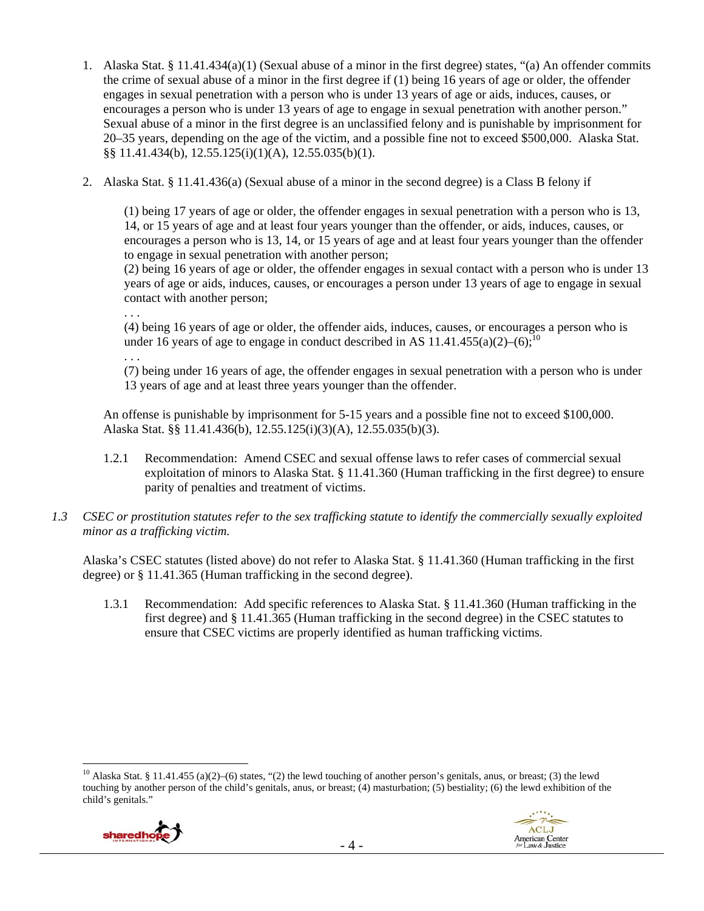1. Alaska Stat. § 11.41.434(a)(1) (Sexual abuse of a minor in the first degree) states, "(a) An offender commits the crime of sexual abuse of a minor in the first degree if (1) being 16 years of age or older, the offender engages in sexual penetration with a person who is under 13 years of age or aids, induces, causes, or encourages a person who is under 13 years of age to engage in sexual penetration with another person." Sexual abuse of a minor in the first degree is an unclassified felony and is punishable by imprisonment for 20–35 years, depending on the age of the victim, and a possible fine not to exceed $500,000. Alaska Stat. §§ 11.41.434(b), 12.55.125(i)(1)(A), 12.55.035(b)(1).

2. Alaska Stat. § 11.41.436(a) (Sexual abuse of a minor in the second degree) is a Class B felony if

   (1) being 17 years of age or older, the offender engages in sexual penetration with a person who is 13, 14, or 15 years of age and at least four years younger than the offender, or aids, induces, causes, or encourages a person who is 13, 14, or 15 years of age and at least four years younger than the offender to engage in sexual penetration with another person;
   (2) being 16 years of age or older, the offender engages in sexual contact with a person who is under 13 years of age or aids, induces, causes, or encourages a person under 13 years of age to engage in sexual contact with another person;
   . . .
   (4) being 16 years of age or older, the offender aids, induces, causes, or encourages a person who is under 16 years of age to engage in conduct described in AS 11.41.455(a)(2)–(6);[10]
   . . .
   (7) being under 16 years of age, the offender engages in sexual penetration with a person who is under 13 years of age and at least three years younger than the offender.

   An offense is punishable by imprisonment for 5-15 years and a possible fine not to exceed $100,000. Alaska Stat. §§ 11.41.436(b), 12.55.125(i)(3)(A), 12.55.035(b)(3).

   1.2.1 Recommendation: Amend CSEC and sexual offense laws to refer cases of commercial sexual exploitation of minors to Alaska Stat. § 11.41.360 (Human trafficking in the first degree) to ensure parity of penalties and treatment of victims.

*1.3 CSEC or prostitution statutes refer to the sex trafficking statute to identify the commercially sexually exploited minor as a trafficking victim.*

Alaska's CSEC statutes (listed above) do not refer to Alaska Stat. § 11.41.360 (Human trafficking in the first degree) or § 11.41.365 (Human trafficking in the second degree).

   1.3.1 Recommendation: Add specific references to Alaska Stat. § 11.41.360 (Human trafficking in the first degree) and § 11.41.365 (Human trafficking in the second degree) in the CSEC statutes to ensure that CSEC victims are properly identified as human trafficking victims.

---

[10] Alaska Stat. § 11.41.455 (a)(2)–(6) states, "(2) the lewd touching of another person's genitals, anus, or breast; (3) the lewd touching by another person of the child's genitals, anus, or breast; (4) masturbation; (5) bestiality; (6) the lewd exhibition of the child's genitals."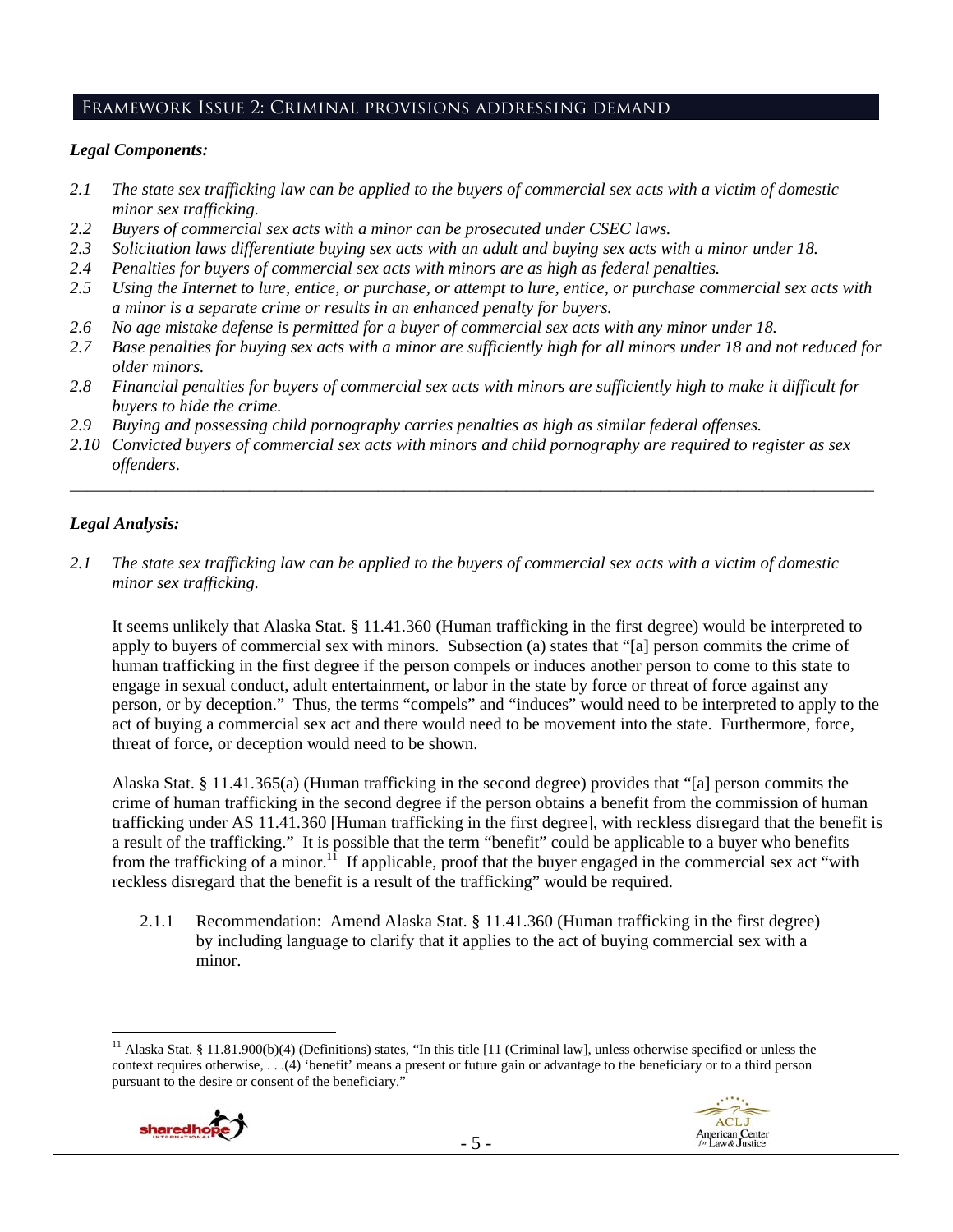## Framework Issue 2: Criminal provisions addressing demand

***Legal Components:***

*2.1 The state sex trafficking law can be applied to the buyers of commercial sex acts with a victim of domestic minor sex trafficking.*
*2.2 Buyers of commercial sex acts with a minor can be prosecuted under CSEC laws.*
*2.3 Solicitation laws differentiate buying sex acts with an adult and buying sex acts with a minor under 18.*
*2.4 Penalties for buyers of commercial sex acts with minors are as high as federal penalties.*
*2.5 Using the Internet to lure, entice, or purchase, or attempt to lure, entice, or purchase commercial sex acts with a minor is a separate crime or results in an enhanced penalty for buyers.*
*2.6 No age mistake defense is permitted for a buyer of commercial sex acts with any minor under 18.*
*2.7 Base penalties for buying sex acts with a minor are sufficiently high for all minors under 18 and not reduced for older minors.*
*2.8 Financial penalties for buyers of commercial sex acts with minors are sufficiently high to make it difficult for buyers to hide the crime.*
*2.9 Buying and possessing child pornography carries penalties as high as similar federal offenses.*
*2.10 Convicted buyers of commercial sex acts with minors and child pornography are required to register as sex offenders.*

---

***Legal Analysis:***

*2.1 The state sex trafficking law can be applied to the buyers of commercial sex acts with a victim of domestic minor sex trafficking.*

It seems unlikely that Alaska Stat. § 11.41.360 (Human trafficking in the first degree) would be interpreted to apply to buyers of commercial sex with minors. Subsection (a) states that "[a] person commits the crime of human trafficking in the first degree if the person compels or induces another person to come to this state to engage in sexual conduct, adult entertainment, or labor in the state by force or threat of force against any person, or by deception." Thus, the terms "compels" and "induces" would need to be interpreted to apply to the act of buying a commercial sex act and there would need to be movement into the state. Furthermore, force, threat of force, or deception would need to be shown.

Alaska Stat. § 11.41.365(a) (Human trafficking in the second degree) provides that "[a] person commits the crime of human trafficking in the second degree if the person obtains a benefit from the commission of human trafficking under AS 11.41.360 [Human trafficking in the first degree], with reckless disregard that the benefit is a result of the trafficking." It is possible that the term "benefit" could be applicable to a buyer who benefits from the trafficking of a minor.[11] If applicable, proof that the buyer engaged in the commercial sex act "with reckless disregard that the benefit is a result of the trafficking" would be required.

2.1.1 Recommendation: Amend Alaska Stat. § 11.41.360 (Human trafficking in the first degree) by including language to clarify that it applies to the act of buying commercial sex with a minor.

---

[11] Alaska Stat. § 11.81.900(b)(4) (Definitions) states, "In this title [11 (Criminal law], unless otherwise specified or unless the context requires otherwise, . . .(4) 'benefit' means a present or future gain or advantage to the beneficiary or to a third person pursuant to the desire or consent of the beneficiary."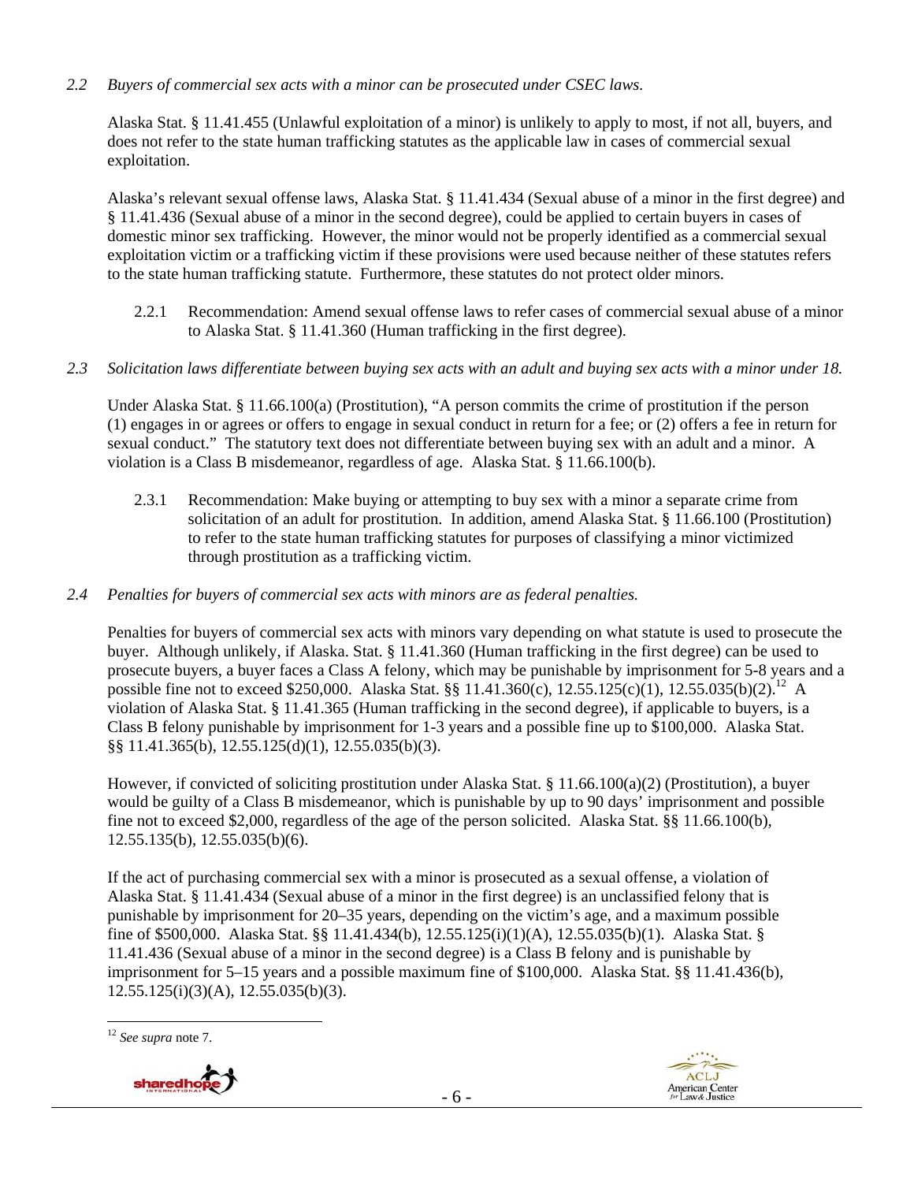*2.2 Buyers of commercial sex acts with a minor can be prosecuted under CSEC laws.*

Alaska Stat. § 11.41.455 (Unlawful exploitation of a minor) is unlikely to apply to most, if not all, buyers, and does not refer to the state human trafficking statutes as the applicable law in cases of commercial sexual exploitation.

Alaska's relevant sexual offense laws, Alaska Stat. § 11.41.434 (Sexual abuse of a minor in the first degree) and § 11.41.436 (Sexual abuse of a minor in the second degree), could be applied to certain buyers in cases of domestic minor sex trafficking. However, the minor would not be properly identified as a commercial sexual exploitation victim or a trafficking victim if these provisions were used because neither of these statutes refers to the state human trafficking statute. Furthermore, these statutes do not protect older minors.

2.2.1 Recommendation: Amend sexual offense laws to refer cases of commercial sexual abuse of a minor to Alaska Stat. § 11.41.360 (Human trafficking in the first degree).

*2.3 Solicitation laws differentiate between buying sex acts with an adult and buying sex acts with a minor under 18.*

Under Alaska Stat. § 11.66.100(a) (Prostitution), "A person commits the crime of prostitution if the person (1) engages in or agrees or offers to engage in sexual conduct in return for a fee; or (2) offers a fee in return for sexual conduct." The statutory text does not differentiate between buying sex with an adult and a minor. A violation is a Class B misdemeanor, regardless of age. Alaska Stat. § 11.66.100(b).

2.3.1 Recommendation: Make buying or attempting to buy sex with a minor a separate crime from solicitation of an adult for prostitution. In addition, amend Alaska Stat. § 11.66.100 (Prostitution) to refer to the state human trafficking statutes for purposes of classifying a minor victimized through prostitution as a trafficking victim.

*2.4 Penalties for buyers of commercial sex acts with minors are as federal penalties.*

Penalties for buyers of commercial sex acts with minors vary depending on what statute is used to prosecute the buyer. Although unlikely, if Alaska. Stat. § 11.41.360 (Human trafficking in the first degree) can be used to prosecute buyers, a buyer faces a Class A felony, which may be punishable by imprisonment for 5-8 years and a possible fine not to exceed $250,000. Alaska Stat. §§ 11.41.360(c), 12.55.125(c)(1), 12.55.035(b)(2).[12] A violation of Alaska Stat. § 11.41.365 (Human trafficking in the second degree), if applicable to buyers, is a Class B felony punishable by imprisonment for 1-3 years and a possible fine up to $100,000. Alaska Stat. §§ 11.41.365(b), 12.55.125(d)(1), 12.55.035(b)(3).

However, if convicted of soliciting prostitution under Alaska Stat. § 11.66.100(a)(2) (Prostitution), a buyer would be guilty of a Class B misdemeanor, which is punishable by up to 90 days' imprisonment and possible fine not to exceed $2,000, regardless of the age of the person solicited. Alaska Stat. §§ 11.66.100(b), 12.55.135(b), 12.55.035(b)(6).

If the act of purchasing commercial sex with a minor is prosecuted as a sexual offense, a violation of Alaska Stat. § 11.41.434 (Sexual abuse of a minor in the first degree) is an unclassified felony that is punishable by imprisonment for 20–35 years, depending on the victim's age, and a maximum possible fine of $500,000. Alaska Stat. §§ 11.41.434(b), 12.55.125(i)(1)(A), 12.55.035(b)(1). Alaska Stat. § 11.41.436 (Sexual abuse of a minor in the second degree) is a Class B felony and is punishable by imprisonment for 5–15 years and a possible maximum fine of $100,000. Alaska Stat. §§ 11.41.436(b), 12.55.125(i)(3)(A), 12.55.035(b)(3).

[12] *See supra* note 7.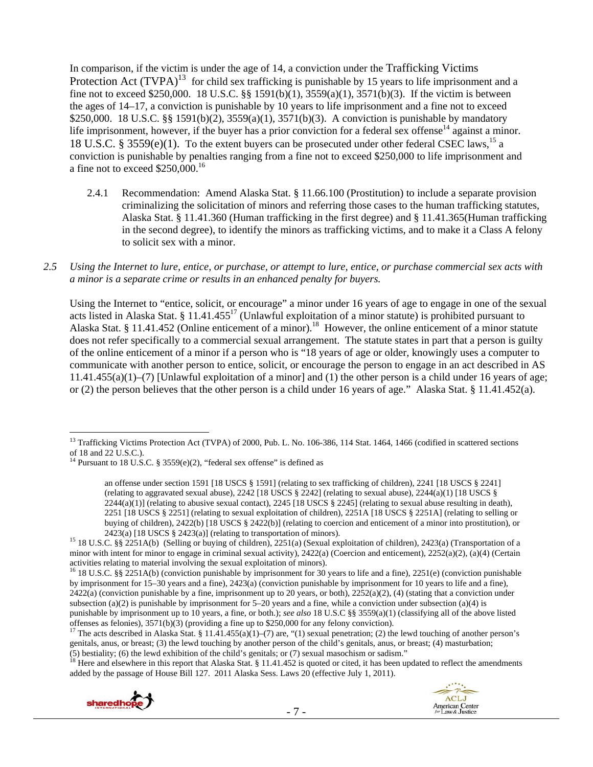In comparison, if the victim is under the age of 14, a conviction under the Trafficking Victims Protection Act (TVPA)[13] for child sex trafficking is punishable by 15 years to life imprisonment and a fine not to exceed $250,000. 18 U.S.C. §§ 1591(b)(1), 3559(a)(1), 3571(b)(3). If the victim is between the ages of 14–17, a conviction is punishable by 10 years to life imprisonment and a fine not to exceed $250,000. 18 U.S.C. §§ 1591(b)(2), 3559(a)(1), 3571(b)(3). A conviction is punishable by mandatory life imprisonment, however, if the buyer has a prior conviction for a federal sex offense[14] against a minor. 18 U.S.C. § 3559(e)(1). To the extent buyers can be prosecuted under other federal CSEC laws,[15] a conviction is punishable by penalties ranging from a fine not to exceed $250,000 to life imprisonment and a fine not to exceed $250,000.[16]

2.4.1 Recommendation: Amend Alaska Stat. § 11.66.100 (Prostitution) to include a separate provision criminalizing the solicitation of minors and referring those cases to the human trafficking statutes, Alaska Stat. § 11.41.360 (Human trafficking in the first degree) and § 11.41.365(Human trafficking in the second degree), to identify the minors as trafficking victims, and to make it a Class A felony to solicit sex with a minor.

*2.5 Using the Internet to lure, entice, or purchase, or attempt to lure, entice, or purchase commercial sex acts with a minor is a separate crime or results in an enhanced penalty for buyers.*

Using the Internet to "entice, solicit, or encourage" a minor under 16 years of age to engage in one of the sexual acts listed in Alaska Stat. § 11.41.455[17] (Unlawful exploitation of a minor statute) is prohibited pursuant to Alaska Stat. § 11.41.452 (Online enticement of a minor).[18] However, the online enticement of a minor statute does not refer specifically to a commercial sexual arrangement. The statute states in part that a person is guilty of the online enticement of a minor if a person who is "18 years of age or older, knowingly uses a computer to communicate with another person to entice, solicit, or encourage the person to engage in an act described in AS 11.41.455(a)(1)–(7) [Unlawful exploitation of a minor] and (1) the other person is a child under 16 years of age; or (2) the person believes that the other person is a child under 16 years of age." Alaska Stat. § 11.41.452(a).

---

[13] Trafficking Victims Protection Act (TVPA) of 2000, Pub. L. No. 106-386, 114 Stat. 1464, 1466 (codified in scattered sections of 18 and 22 U.S.C.).

[14] Pursuant to 18 U.S.C. § 3559(e)(2), "federal sex offense" is defined as

> an offense under section 1591 [18 USCS § 1591] (relating to sex trafficking of children), 2241 [18 USCS § 2241] (relating to aggravated sexual abuse), 2242 [18 USCS § 2242] (relating to sexual abuse), 2244(a)(1) [18 USCS § 2244(a)(1)] (relating to abusive sexual contact), 2245 [18 USCS § 2245] (relating to sexual abuse resulting in death), 2251 [18 USCS § 2251] (relating to sexual exploitation of children), 2251A [18 USCS § 2251A] (relating to selling or buying of children), 2422(b) [18 USCS § 2422(b)] (relating to coercion and enticement of a minor into prostitution), or 2423(a) [18 USCS § 2423(a)] (relating to transportation of minors).

[15] 18 U.S.C. §§ 2251A(b) (Selling or buying of children), 2251(a) (Sexual exploitation of children), 2423(a) (Transportation of a minor with intent for minor to engage in criminal sexual activity), 2422(a) (Coercion and enticement), 2252(a)(2), (a)(4) (Certain activities relating to material involving the sexual exploitation of minors).

[16] 18 U.S.C. §§ 2251A(b) (conviction punishable by imprisonment for 30 years to life and a fine), 2251(e) (conviction punishable by imprisonment for 15–30 years and a fine), 2423(a) (conviction punishable by imprisonment for 10 years to life and a fine), 2422(a) (conviction punishable by a fine, imprisonment up to 20 years, or both), 2252(a)(2), (4) (stating that a conviction under subsection (a)(2) is punishable by imprisonment for 5–20 years and a fine, while a conviction under subsection (a)(4) is punishable by imprisonment up to 10 years, a fine, or both.); *see also* 18 U.S.C §§ 3559(a)(1) (classifying all of the above listed offenses as felonies), 3571(b)(3) (providing a fine up to $250,000 for any felony conviction).

[17] The acts described in Alaska Stat. § 11.41.455(a)(1)–(7) are, "(1) sexual penetration; (2) the lewd touching of another person's genitals, anus, or breast; (3) the lewd touching by another person of the child's genitals, anus, or breast; (4) masturbation; (5) bestiality; (6) the lewd exhibition of the child's genitals; or (7) sexual masochism or sadism."

[18] Here and elsewhere in this report that Alaska Stat. § 11.41.452 is quoted or cited, it has been updated to reflect the amendments added by the passage of House Bill 127. 2011 Alaska Sess. Laws 20 (effective July 1, 2011).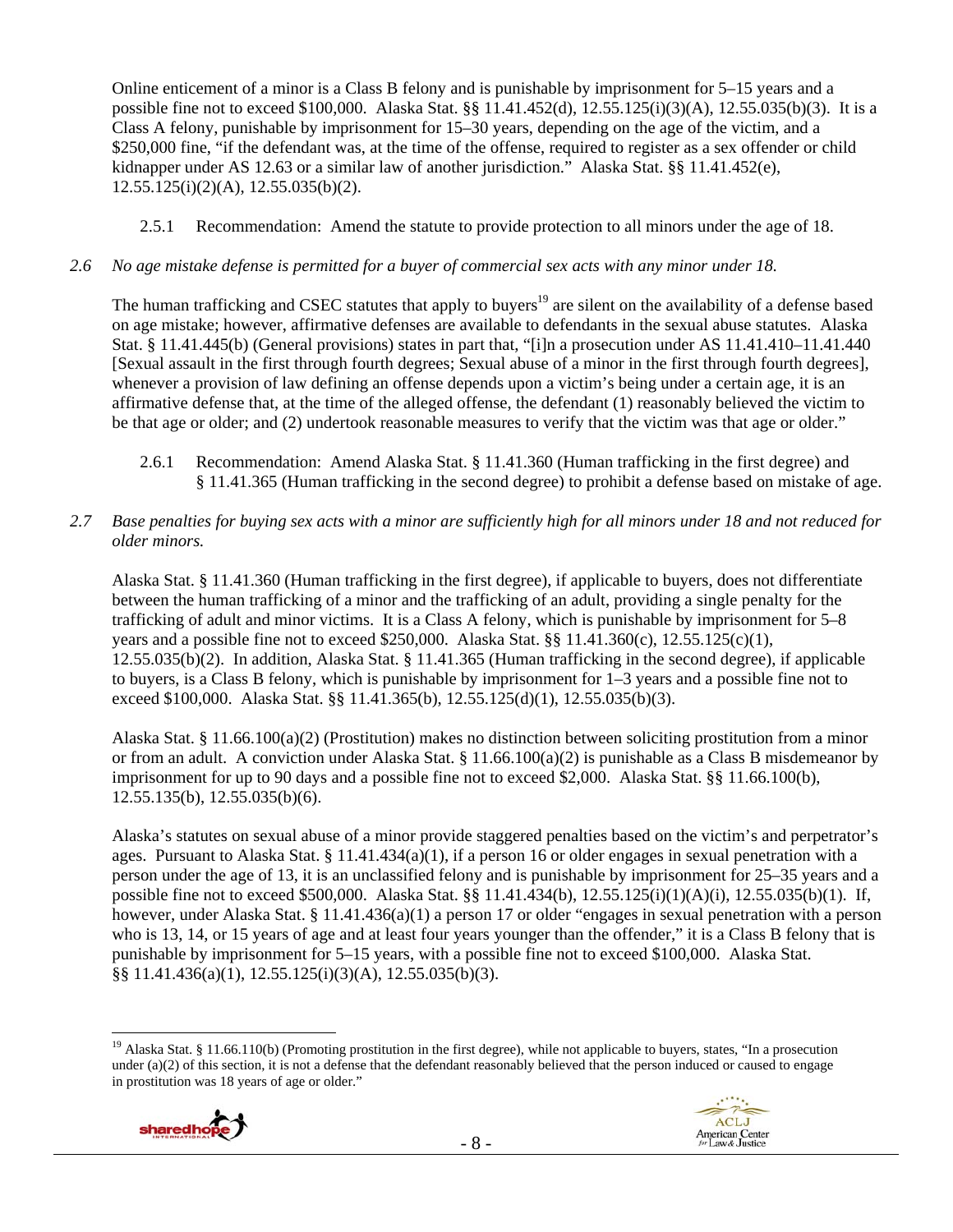Online enticement of a minor is a Class B felony and is punishable by imprisonment for 5–15 years and a possible fine not to exceed $100,000. Alaska Stat. §§ 11.41.452(d), 12.55.125(i)(3)(A), 12.55.035(b)(3). It is a Class A felony, punishable by imprisonment for 15–30 years, depending on the age of the victim, and a $250,000 fine, "if the defendant was, at the time of the offense, required to register as a sex offender or child kidnapper under AS 12.63 or a similar law of another jurisdiction." Alaska Stat. §§ 11.41.452(e), 12.55.125(i)(2)(A), 12.55.035(b)(2).

2.5.1 Recommendation: Amend the statute to provide protection to all minors under the age of 18.

*2.6 No age mistake defense is permitted for a buyer of commercial sex acts with any minor under 18.*

The human trafficking and CSEC statutes that apply to buyers[19] are silent on the availability of a defense based on age mistake; however, affirmative defenses are available to defendants in the sexual abuse statutes. Alaska Stat. § 11.41.445(b) (General provisions) states in part that, "[i]n a prosecution under AS 11.41.410–11.41.440 [Sexual assault in the first through fourth degrees; Sexual abuse of a minor in the first through fourth degrees], whenever a provision of law defining an offense depends upon a victim's being under a certain age, it is an affirmative defense that, at the time of the alleged offense, the defendant (1) reasonably believed the victim to be that age or older; and (2) undertook reasonable measures to verify that the victim was that age or older."

2.6.1 Recommendation: Amend Alaska Stat. § 11.41.360 (Human trafficking in the first degree) and § 11.41.365 (Human trafficking in the second degree) to prohibit a defense based on mistake of age.

*2.7 Base penalties for buying sex acts with a minor are sufficiently high for all minors under 18 and not reduced for older minors.*

Alaska Stat. § 11.41.360 (Human trafficking in the first degree), if applicable to buyers, does not differentiate between the human trafficking of a minor and the trafficking of an adult, providing a single penalty for the trafficking of adult and minor victims. It is a Class A felony, which is punishable by imprisonment for 5–8 years and a possible fine not to exceed $250,000. Alaska Stat. §§ 11.41.360(c), 12.55.125(c)(1), 12.55.035(b)(2). In addition, Alaska Stat. § 11.41.365 (Human trafficking in the second degree), if applicable to buyers, is a Class B felony, which is punishable by imprisonment for 1–3 years and a possible fine not to exceed $100,000. Alaska Stat. §§ 11.41.365(b), 12.55.125(d)(1), 12.55.035(b)(3).

Alaska Stat. § 11.66.100(a)(2) (Prostitution) makes no distinction between soliciting prostitution from a minor or from an adult. A conviction under Alaska Stat. § 11.66.100(a)(2) is punishable as a Class B misdemeanor by imprisonment for up to 90 days and a possible fine not to exceed $2,000. Alaska Stat. §§ 11.66.100(b), 12.55.135(b), 12.55.035(b)(6).

Alaska's statutes on sexual abuse of a minor provide staggered penalties based on the victim's and perpetrator's ages. Pursuant to Alaska Stat. § 11.41.434(a)(1), if a person 16 or older engages in sexual penetration with a person under the age of 13, it is an unclassified felony and is punishable by imprisonment for 25–35 years and a possible fine not to exceed $500,000. Alaska Stat. §§ 11.41.434(b), 12.55.125(i)(1)(A)(i), 12.55.035(b)(1). If, however, under Alaska Stat. § 11.41.436(a)(1) a person 17 or older "engages in sexual penetration with a person who is 13, 14, or 15 years of age and at least four years younger than the offender," it is a Class B felony that is punishable by imprisonment for 5–15 years, with a possible fine not to exceed $100,000. Alaska Stat. §§ 11.41.436(a)(1), 12.55.125(i)(3)(A), 12.55.035(b)(3).

---

[19] Alaska Stat. § 11.66.110(b) (Promoting prostitution in the first degree), while not applicable to buyers, states, "In a prosecution under (a)(2) of this section, it is not a defense that the defendant reasonably believed that the person induced or caused to engage in prostitution was 18 years of age or older."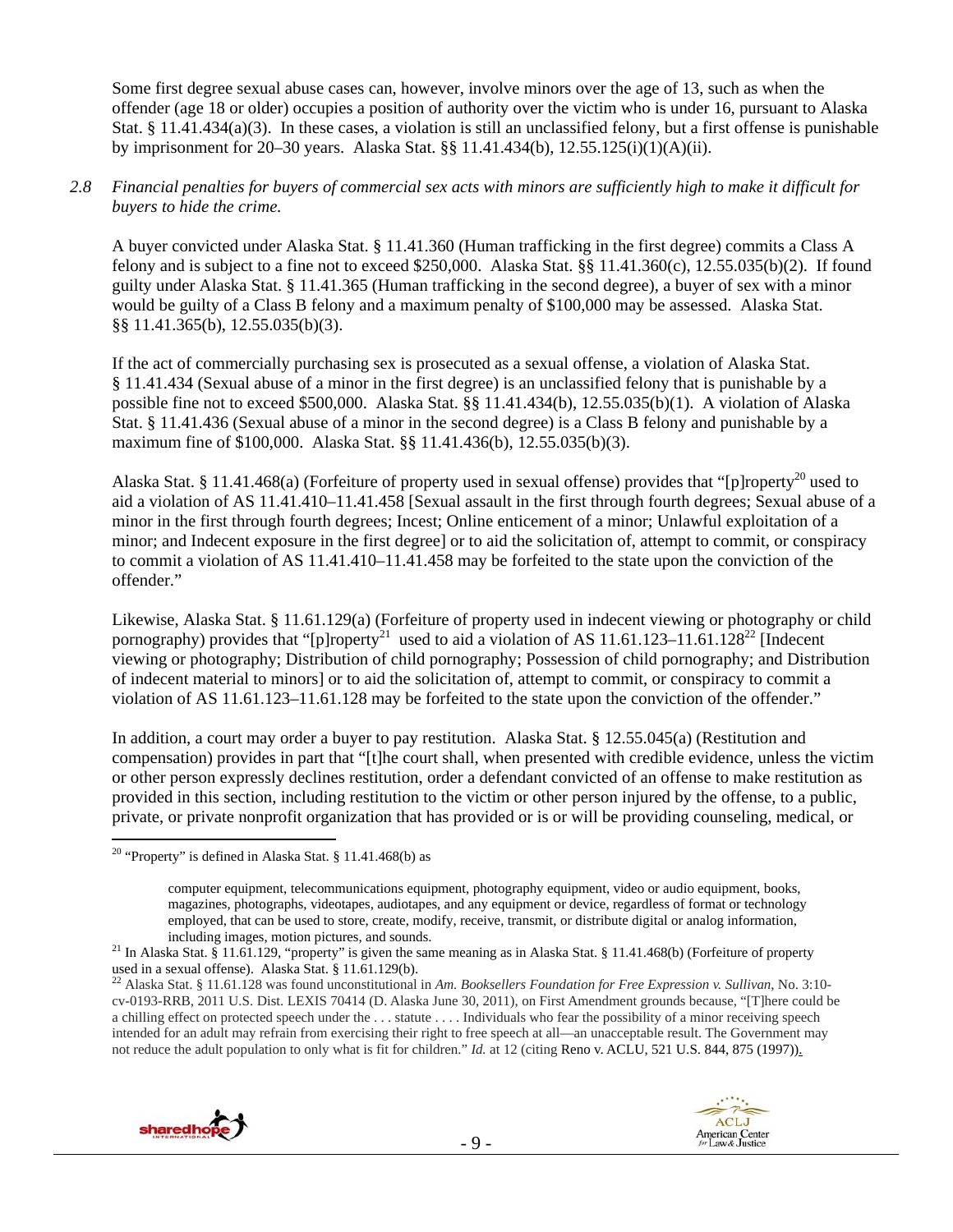Some first degree sexual abuse cases can, however, involve minors over the age of 13, such as when the offender (age 18 or older) occupies a position of authority over the victim who is under 16, pursuant to Alaska Stat. § 11.41.434(a)(3). In these cases, a violation is still an unclassified felony, but a first offense is punishable by imprisonment for 20–30 years. Alaska Stat. §§ 11.41.434(b), 12.55.125(i)(1)(A)(ii).

*2.8 Financial penalties for buyers of commercial sex acts with minors are sufficiently high to make it difficult for buyers to hide the crime.*

A buyer convicted under Alaska Stat. § 11.41.360 (Human trafficking in the first degree) commits a Class A felony and is subject to a fine not to exceed $250,000. Alaska Stat. §§ 11.41.360(c), 12.55.035(b)(2). If found guilty under Alaska Stat. § 11.41.365 (Human trafficking in the second degree), a buyer of sex with a minor would be guilty of a Class B felony and a maximum penalty of $100,000 may be assessed. Alaska Stat. §§ 11.41.365(b), 12.55.035(b)(3).

If the act of commercially purchasing sex is prosecuted as a sexual offense, a violation of Alaska Stat. § 11.41.434 (Sexual abuse of a minor in the first degree) is an unclassified felony that is punishable by a possible fine not to exceed $500,000. Alaska Stat. §§ 11.41.434(b), 12.55.035(b)(1). A violation of Alaska Stat. § 11.41.436 (Sexual abuse of a minor in the second degree) is a Class B felony and punishable by a maximum fine of $100,000. Alaska Stat. §§ 11.41.436(b), 12.55.035(b)(3).

Alaska Stat. § 11.41.468(a) (Forfeiture of property used in sexual offense) provides that "[p]roperty[20] used to aid a violation of AS 11.41.410–11.41.458 [Sexual assault in the first through fourth degrees; Sexual abuse of a minor in the first through fourth degrees; Incest; Online enticement of a minor; Unlawful exploitation of a minor; and Indecent exposure in the first degree] or to aid the solicitation of, attempt to commit, or conspiracy to commit a violation of AS 11.41.410–11.41.458 may be forfeited to the state upon the conviction of the offender."

Likewise, Alaska Stat. § 11.61.129(a) (Forfeiture of property used in indecent viewing or photography or child pornography) provides that "[p]roperty[21] used to aid a violation of AS 11.61.123–11.61.128[22] [Indecent viewing or photography; Distribution of child pornography; Possession of child pornography; and Distribution of indecent material to minors] or to aid the solicitation of, attempt to commit, or conspiracy to commit a violation of AS 11.61.123–11.61.128 may be forfeited to the state upon the conviction of the offender."

In addition, a court may order a buyer to pay restitution. Alaska Stat. § 12.55.045(a) (Restitution and compensation) provides in part that "[t]he court shall, when presented with credible evidence, unless the victim or other person expressly declines restitution, order a defendant convicted of an offense to make restitution as provided in this section, including restitution to the victim or other person injured by the offense, to a public, private, or private nonprofit organization that has provided or is or will be providing counseling, medical, or

---

[20] "Property" is defined in Alaska Stat. § 11.41.468(b) as

> computer equipment, telecommunications equipment, photography equipment, video or audio equipment, books, magazines, photographs, videotapes, audiotapes, and any equipment or device, regardless of format or technology employed, that can be used to store, create, modify, receive, transmit, or distribute digital or analog information, including images, motion pictures, and sounds.

[21] In Alaska Stat. § 11.61.129, "property" is given the same meaning as in Alaska Stat. § 11.41.468(b) (Forfeiture of property used in a sexual offense). Alaska Stat. § 11.61.129(b).

[22] Alaska Stat. § 11.61.128 was found unconstitutional in *Am. Booksellers Foundation for Free Expression v. Sullivan*, No. 3:10-cv-0193-RRB, 2011 U.S. Dist. LEXIS 70414 (D. Alaska June 30, 2011), on First Amendment grounds because, "[T]here could be a chilling effect on protected speech under the . . . statute . . . . Individuals who fear the possibility of a minor receiving speech intended for an adult may refrain from exercising their right to free speech at all—an unacceptable result. The Government may not reduce the adult population to only what is fit for children." *Id.* at 12 (citing Reno v. ACLU, 521 U.S. 844, 875 (1997)).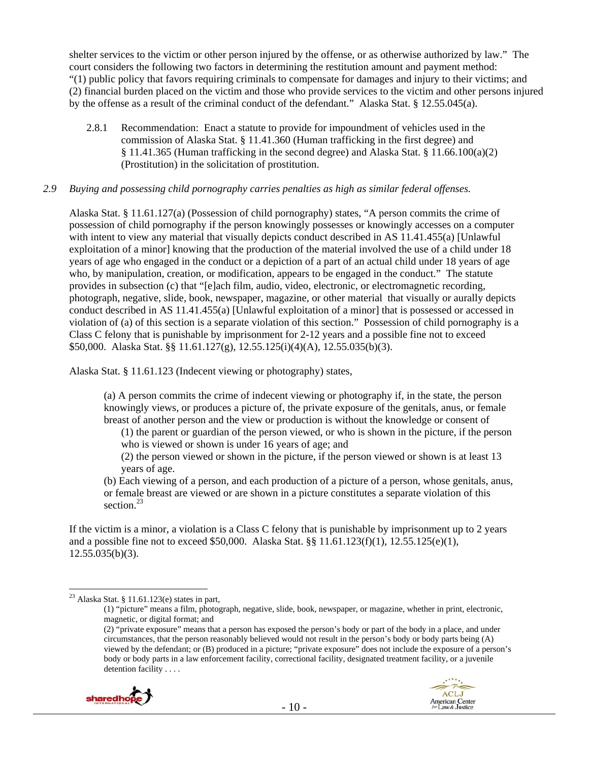shelter services to the victim or other person injured by the offense, or as otherwise authorized by law." The court considers the following two factors in determining the restitution amount and payment method: "(1) public policy that favors requiring criminals to compensate for damages and injury to their victims; and (2) financial burden placed on the victim and those who provide services to the victim and other persons injured by the offense as a result of the criminal conduct of the defendant." Alaska Stat. § 12.55.045(a).

2.8.1 Recommendation: Enact a statute to provide for impoundment of vehicles used in the commission of Alaska Stat. § 11.41.360 (Human trafficking in the first degree) and § 11.41.365 (Human trafficking in the second degree) and Alaska Stat. § 11.66.100(a)(2) (Prostitution) in the solicitation of prostitution.

*2.9 Buying and possessing child pornography carries penalties as high as similar federal offenses.*

Alaska Stat. § 11.61.127(a) (Possession of child pornography) states, "A person commits the crime of possession of child pornography if the person knowingly possesses or knowingly accesses on a computer with intent to view any material that visually depicts conduct described in AS 11.41.455(a) [Unlawful exploitation of a minor] knowing that the production of the material involved the use of a child under 18 years of age who engaged in the conduct or a depiction of a part of an actual child under 18 years of age who, by manipulation, creation, or modification, appears to be engaged in the conduct." The statute provides in subsection (c) that "[e]ach film, audio, video, electronic, or electromagnetic recording, photograph, negative, slide, book, newspaper, magazine, or other material that visually or aurally depicts conduct described in AS 11.41.455(a) [Unlawful exploitation of a minor] that is possessed or accessed in violation of (a) of this section is a separate violation of this section." Possession of child pornography is a Class C felony that is punishable by imprisonment for 2-12 years and a possible fine not to exceed \$50,000. Alaska Stat. §§ 11.61.127(g), 12.55.125(i)(4)(A), 12.55.035(b)(3).

Alaska Stat. § 11.61.123 (Indecent viewing or photography) states,

> (a) A person commits the crime of indecent viewing or photography if, in the state, the person knowingly views, or produces a picture of, the private exposure of the genitals, anus, or female breast of another person and the view or production is without the knowledge or consent of
>
> (1) the parent or guardian of the person viewed, or who is shown in the picture, if the person who is viewed or shown is under 16 years of age; and
>
> (2) the person viewed or shown in the picture, if the person viewed or shown is at least 13 years of age.
>
> (b) Each viewing of a person, and each production of a picture of a person, whose genitals, anus, or female breast are viewed or are shown in a picture constitutes a separate violation of this section.[23]

If the victim is a minor, a violation is a Class C felony that is punishable by imprisonment up to 2 years and a possible fine not to exceed \$50,000. Alaska Stat. §§ 11.61.123(f)(1), 12.55.125(e)(1), 12.55.035(b)(3).

---

[23] Alaska Stat. § 11.61.123(e) states in part,

> (1) "picture" means a film, photograph, negative, slide, book, newspaper, or magazine, whether in print, electronic, magnetic, or digital format; and
>
> (2) "private exposure" means that a person has exposed the person's body or part of the body in a place, and under circumstances, that the person reasonably believed would not result in the person's body or body parts being (A) viewed by the defendant; or (B) produced in a picture; "private exposure" does not include the exposure of a person's body or body parts in a law enforcement facility, correctional facility, designated treatment facility, or a juvenile detention facility . . . .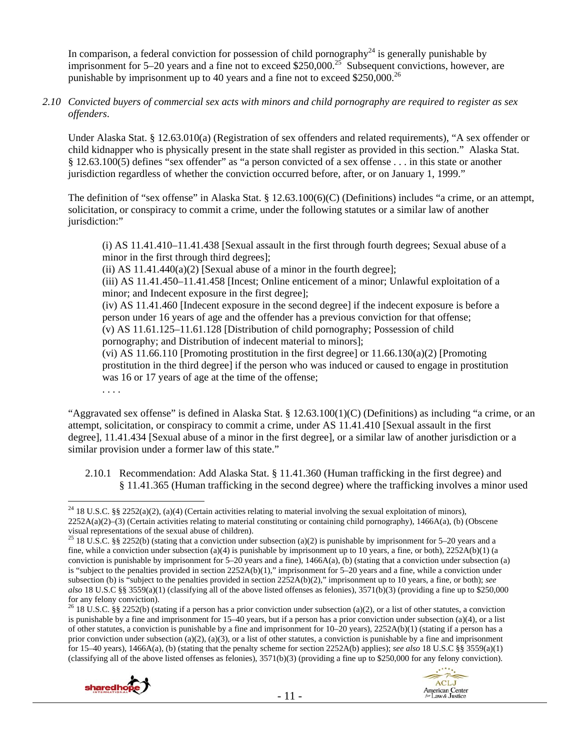In comparison, a federal conviction for possession of child pornography[24] is generally punishable by imprisonment for 5–20 years and a fine not to exceed $250,000.[25] Subsequent convictions, however, are punishable by imprisonment up to 40 years and a fine not to exceed $250,000.[26]

*2.10 Convicted buyers of commercial sex acts with minors and child pornography are required to register as sex offenders.*

Under Alaska Stat. § 12.63.010(a) (Registration of sex offenders and related requirements), "A sex offender or child kidnapper who is physically present in the state shall register as provided in this section." Alaska Stat. § 12.63.100(5) defines "sex offender" as "a person convicted of a sex offense . . . in this state or another jurisdiction regardless of whether the conviction occurred before, after, or on January 1, 1999."

The definition of "sex offense" in Alaska Stat. § 12.63.100(6)(C) (Definitions) includes "a crime, or an attempt, solicitation, or conspiracy to commit a crime, under the following statutes or a similar law of another jurisdiction:"

> (i) AS 11.41.410–11.41.438 [Sexual assault in the first through fourth degrees; Sexual abuse of a minor in the first through third degrees];
> (ii) AS 11.41.440(a)(2) [Sexual abuse of a minor in the fourth degree];
> (iii) AS 11.41.450–11.41.458 [Incest; Online enticement of a minor; Unlawful exploitation of a minor; and Indecent exposure in the first degree];
> (iv) AS 11.41.460 [Indecent exposure in the second degree] if the indecent exposure is before a person under 16 years of age and the offender has a previous conviction for that offense;
> (v) AS 11.61.125–11.61.128 [Distribution of child pornography; Possession of child pornography; and Distribution of indecent material to minors];
> (vi) AS 11.66.110 [Promoting prostitution in the first degree] or 11.66.130(a)(2) [Promoting prostitution in the third degree] if the person who was induced or caused to engage in prostitution was 16 or 17 years of age at the time of the offense;
> . . . .

"Aggravated sex offense" is defined in Alaska Stat. § 12.63.100(1)(C) (Definitions) as including "a crime, or an attempt, solicitation, or conspiracy to commit a crime, under AS 11.41.410 [Sexual assault in the first degree], 11.41.434 [Sexual abuse of a minor in the first degree], or a similar law of another jurisdiction or a similar provision under a former law of this state."

2.10.1 Recommendation: Add Alaska Stat. § 11.41.360 (Human trafficking in the first degree) and § 11.41.365 (Human trafficking in the second degree) where the trafficking involves a minor used

---

[24] 18 U.S.C. §§ 2252(a)(2), (a)(4) (Certain activities relating to material involving the sexual exploitation of minors), 2252A(a)(2)–(3) (Certain activities relating to material constituting or containing child pornography), 1466A(a), (b) (Obscene visual representations of the sexual abuse of children).

[25] 18 U.S.C. §§ 2252(b) (stating that a conviction under subsection (a)(2) is punishable by imprisonment for 5–20 years and a fine, while a conviction under subsection (a)(4) is punishable by imprisonment up to 10 years, a fine, or both), 2252A(b)(1) (a conviction is punishable by imprisonment for 5–20 years and a fine), 1466A(a), (b) (stating that a conviction under subsection (a) is "subject to the penalties provided in section 2252A(b)(1)," imprisonment for 5–20 years and a fine, while a conviction under subsection (b) is "subject to the penalties provided in section 2252A(b)(2)," imprisonment up to 10 years, a fine, or both); *see also* 18 U.S.C §§ 3559(a)(1) (classifying all of the above listed offenses as felonies), 3571(b)(3) (providing a fine up to $250,000 for any felony conviction).

[26] 18 U.S.C. §§ 2252(b) (stating if a person has a prior conviction under subsection (a)(2), or a list of other statutes, a conviction is punishable by a fine and imprisonment for 15–40 years, but if a person has a prior conviction under subsection (a)(4), or a list of other statutes, a conviction is punishable by a fine and imprisonment for 10–20 years), 2252A(b)(1) (stating if a person has a prior conviction under subsection (a)(2), (a)(3), or a list of other statutes, a conviction is punishable by a fine and imprisonment for 15–40 years), 1466A(a), (b) (stating that the penalty scheme for section 2252A(b) applies); *see also* 18 U.S.C §§ 3559(a)(1) (classifying all of the above listed offenses as felonies), 3571(b)(3) (providing a fine up to $250,000 for any felony conviction).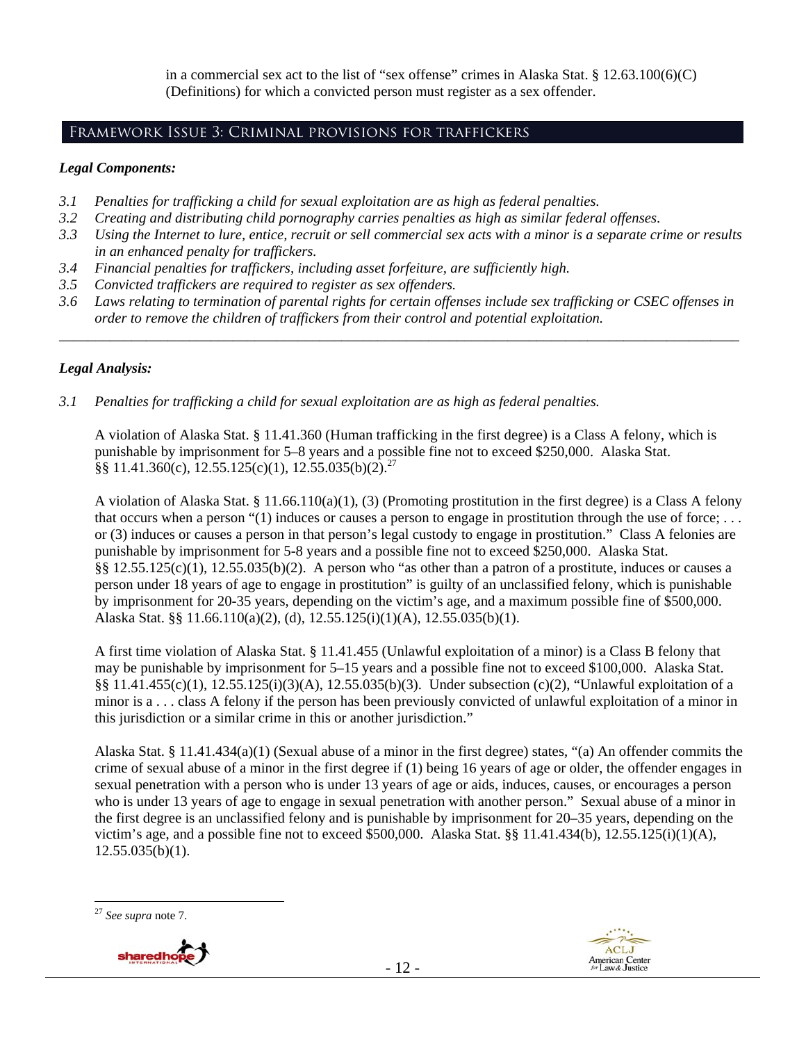in a commercial sex act to the list of "sex offense" crimes in Alaska Stat. § 12.63.100(6)(C) (Definitions) for which a convicted person must register as a sex offender.

## Framework Issue 3: Criminal provisions for traffickers

***Legal Components:***

*3.1 Penalties for trafficking a child for sexual exploitation are as high as federal penalties.*
*3.2 Creating and distributing child pornography carries penalties as high as similar federal offenses.*
*3.3 Using the Internet to lure, entice, recruit or sell commercial sex acts with a minor is a separate crime or results in an enhanced penalty for traffickers.*
*3.4 Financial penalties for traffickers, including asset forfeiture, are sufficiently high.*
*3.5 Convicted traffickers are required to register as sex offenders.*
*3.6 Laws relating to termination of parental rights for certain offenses include sex trafficking or CSEC offenses in order to remove the children of traffickers from their control and potential exploitation.*

---

***Legal Analysis:***

*3.1 Penalties for trafficking a child for sexual exploitation are as high as federal penalties.*

A violation of Alaska Stat. § 11.41.360 (Human trafficking in the first degree) is a Class A felony, which is punishable by imprisonment for 5–8 years and a possible fine not to exceed $250,000. Alaska Stat. §§ 11.41.360(c), 12.55.125(c)(1), 12.55.035(b)(2).[27]

A violation of Alaska Stat. § 11.66.110(a)(1), (3) (Promoting prostitution in the first degree) is a Class A felony that occurs when a person "(1) induces or causes a person to engage in prostitution through the use of force; . . . or (3) induces or causes a person in that person's legal custody to engage in prostitution." Class A felonies are punishable by imprisonment for 5-8 years and a possible fine not to exceed $250,000. Alaska Stat. §§ 12.55.125(c)(1), 12.55.035(b)(2). A person who "as other than a patron of a prostitute, induces or causes a person under 18 years of age to engage in prostitution" is guilty of an unclassified felony, which is punishable by imprisonment for 20-35 years, depending on the victim's age, and a maximum possible fine of $500,000. Alaska Stat. §§ 11.66.110(a)(2), (d), 12.55.125(i)(1)(A), 12.55.035(b)(1).

A first time violation of Alaska Stat. § 11.41.455 (Unlawful exploitation of a minor) is a Class B felony that may be punishable by imprisonment for 5–15 years and a possible fine not to exceed $100,000. Alaska Stat. §§ 11.41.455(c)(1), 12.55.125(i)(3)(A), 12.55.035(b)(3). Under subsection (c)(2), "Unlawful exploitation of a minor is a . . . class A felony if the person has been previously convicted of unlawful exploitation of a minor in this jurisdiction or a similar crime in this or another jurisdiction."

Alaska Stat. § 11.41.434(a)(1) (Sexual abuse of a minor in the first degree) states, "(a) An offender commits the crime of sexual abuse of a minor in the first degree if (1) being 16 years of age or older, the offender engages in sexual penetration with a person who is under 13 years of age or aids, induces, causes, or encourages a person who is under 13 years of age to engage in sexual penetration with another person." Sexual abuse of a minor in the first degree is an unclassified felony and is punishable by imprisonment for 20–35 years, depending on the victim's age, and a possible fine not to exceed $500,000. Alaska Stat. §§ 11.41.434(b), 12.55.125(i)(1)(A), 12.55.035(b)(1).

---

[27] *See supra* note 7.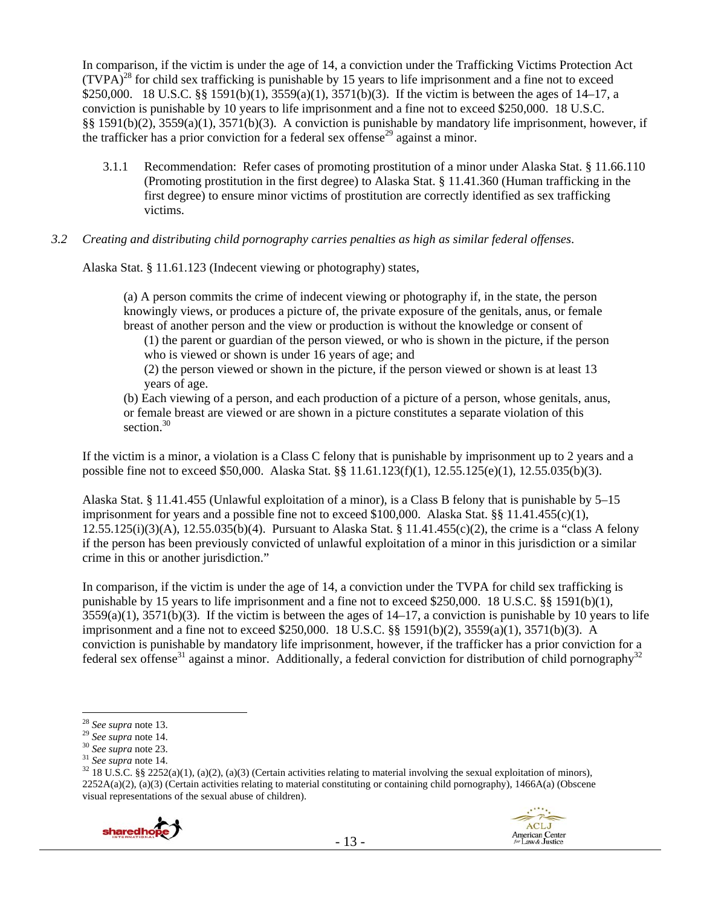In comparison, if the victim is under the age of 14, a conviction under the Trafficking Victims Protection Act (TVPA)[28] for child sex trafficking is punishable by 15 years to life imprisonment and a fine not to exceed $250,000. 18 U.S.C. §§ 1591(b)(1), 3559(a)(1), 3571(b)(3). If the victim is between the ages of 14–17, a conviction is punishable by 10 years to life imprisonment and a fine not to exceed $250,000. 18 U.S.C. §§ 1591(b)(2), 3559(a)(1), 3571(b)(3). A conviction is punishable by mandatory life imprisonment, however, if the trafficker has a prior conviction for a federal sex offense[29] against a minor.

3.1.1 Recommendation: Refer cases of promoting prostitution of a minor under Alaska Stat. § 11.66.110 (Promoting prostitution in the first degree) to Alaska Stat. § 11.41.360 (Human trafficking in the first degree) to ensure minor victims of prostitution are correctly identified as sex trafficking victims.

*3.2 Creating and distributing child pornography carries penalties as high as similar federal offenses.*

Alaska Stat. § 11.61.123 (Indecent viewing or photography) states,

> (a) A person commits the crime of indecent viewing or photography if, in the state, the person knowingly views, or produces a picture of, the private exposure of the genitals, anus, or female breast of another person and the view or production is without the knowledge or consent of
> (1) the parent or guardian of the person viewed, or who is shown in the picture, if the person who is viewed or shown is under 16 years of age; and
> (2) the person viewed or shown in the picture, if the person viewed or shown is at least 13 years of age.
> (b) Each viewing of a person, and each production of a picture of a person, whose genitals, anus, or female breast are viewed or are shown in a picture constitutes a separate violation of this section.[30]

If the victim is a minor, a violation is a Class C felony that is punishable by imprisonment up to 2 years and a possible fine not to exceed $50,000. Alaska Stat. §§ 11.61.123(f)(1), 12.55.125(e)(1), 12.55.035(b)(3).

Alaska Stat. § 11.41.455 (Unlawful exploitation of a minor), is a Class B felony that is punishable by 5–15 imprisonment for years and a possible fine not to exceed $100,000. Alaska Stat. §§ 11.41.455(c)(1), 12.55.125(i)(3)(A), 12.55.035(b)(4). Pursuant to Alaska Stat. § 11.41.455(c)(2), the crime is a "class A felony if the person has been previously convicted of unlawful exploitation of a minor in this jurisdiction or a similar crime in this or another jurisdiction."

In comparison, if the victim is under the age of 14, a conviction under the TVPA for child sex trafficking is punishable by 15 years to life imprisonment and a fine not to exceed $250,000. 18 U.S.C. §§ 1591(b)(1), 3559(a)(1), 3571(b)(3). If the victim is between the ages of 14–17, a conviction is punishable by 10 years to life imprisonment and a fine not to exceed $250,000. 18 U.S.C. §§ 1591(b)(2), 3559(a)(1), 3571(b)(3). A conviction is punishable by mandatory life imprisonment, however, if the trafficker has a prior conviction for a federal sex offense[31] against a minor. Additionally, a federal conviction for distribution of child pornography[32]

---

[28] *See supra* note 13.
[29] *See supra* note 14.
[30] *See supra* note 23.
[31] *See supra* note 14.
[32] 18 U.S.C. §§ 2252(a)(1), (a)(2), (a)(3) (Certain activities relating to material involving the sexual exploitation of minors), 2252A(a)(2), (a)(3) (Certain activities relating to material constituting or containing child pornography), 1466A(a) (Obscene visual representations of the sexual abuse of children).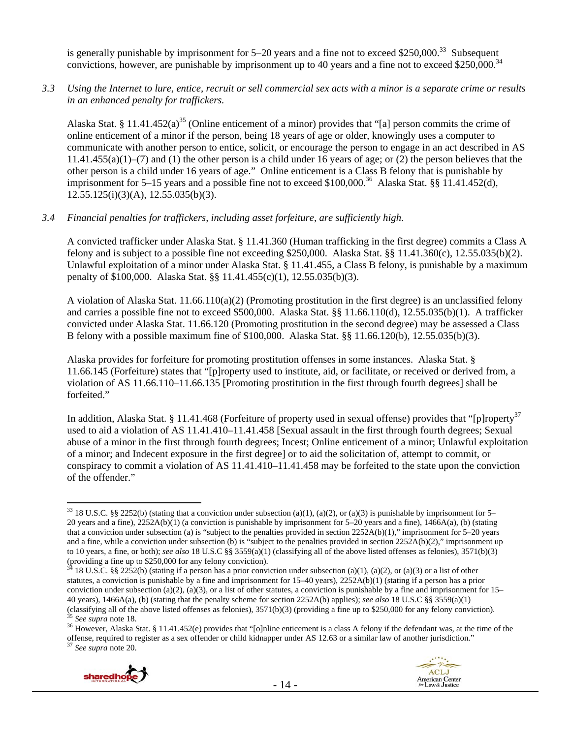is generally punishable by imprisonment for 5–20 years and a fine not to exceed $250,000.[33] Subsequent convictions, however, are punishable by imprisonment up to 40 years and a fine not to exceed $250,000.[34]

*3.3 Using the Internet to lure, entice, recruit or sell commercial sex acts with a minor is a separate crime or results in an enhanced penalty for traffickers.*

Alaska Stat. § 11.41.452(a)[35] (Online enticement of a minor) provides that "[a] person commits the crime of online enticement of a minor if the person, being 18 years of age or older, knowingly uses a computer to communicate with another person to entice, solicit, or encourage the person to engage in an act described in AS 11.41.455(a)(1)–(7) and (1) the other person is a child under 16 years of age; or (2) the person believes that the other person is a child under 16 years of age." Online enticement is a Class B felony that is punishable by imprisonment for 5–15 years and a possible fine not to exceed $100,000.[36] Alaska Stat. §§ 11.41.452(d), 12.55.125(i)(3)(A), 12.55.035(b)(3).

*3.4 Financial penalties for traffickers, including asset forfeiture, are sufficiently high.*

A convicted trafficker under Alaska Stat. § 11.41.360 (Human trafficking in the first degree) commits a Class A felony and is subject to a possible fine not exceeding $250,000. Alaska Stat. §§ 11.41.360(c), 12.55.035(b)(2). Unlawful exploitation of a minor under Alaska Stat. § 11.41.455, a Class B felony, is punishable by a maximum penalty of $100,000. Alaska Stat. §§ 11.41.455(c)(1), 12.55.035(b)(3).

A violation of Alaska Stat. 11.66.110(a)(2) (Promoting prostitution in the first degree) is an unclassified felony and carries a possible fine not to exceed $500,000. Alaska Stat. §§ 11.66.110(d), 12.55.035(b)(1). A trafficker convicted under Alaska Stat. 11.66.120 (Promoting prostitution in the second degree) may be assessed a Class B felony with a possible maximum fine of $100,000. Alaska Stat. §§ 11.66.120(b), 12.55.035(b)(3).

Alaska provides for forfeiture for promoting prostitution offenses in some instances. Alaska Stat. § 11.66.145 (Forfeiture) states that "[p]roperty used to institute, aid, or facilitate, or received or derived from, a violation of AS 11.66.110–11.66.135 [Promoting prostitution in the first through fourth degrees] shall be forfeited."

In addition, Alaska Stat. § 11.41.468 (Forfeiture of property used in sexual offense) provides that "[p]roperty[37] used to aid a violation of AS 11.41.410–11.41.458 [Sexual assault in the first through fourth degrees; Sexual abuse of a minor in the first through fourth degrees; Incest; Online enticement of a minor; Unlawful exploitation of a minor; and Indecent exposure in the first degree] or to aid the solicitation of, attempt to commit, or conspiracy to commit a violation of AS 11.41.410–11.41.458 may be forfeited to the state upon the conviction of the offender."

---

[33] 18 U.S.C. §§ 2252(b) (stating that a conviction under subsection (a)(1), (a)(2), or (a)(3) is punishable by imprisonment for 5–20 years and a fine), 2252A(b)(1) (a conviction is punishable by imprisonment for 5–20 years and a fine), 1466A(a), (b) (stating that a conviction under subsection (a) is "subject to the penalties provided in section 2252A(b)(1)," imprisonment for 5–20 years and a fine, while a conviction under subsection (b) is "subject to the penalties provided in section 2252A(b)(2)," imprisonment up to 10 years, a fine, or both); *see also* 18 U.S.C §§ 3559(a)(1) (classifying all of the above listed offenses as felonies), 3571(b)(3) (providing a fine up to $250,000 for any felony conviction).

[34] 18 U.S.C. §§ 2252(b) (stating if a person has a prior conviction under subsection (a)(1), (a)(2), or (a)(3) or a list of other statutes, a conviction is punishable by a fine and imprisonment for 15–40 years), 2252A(b)(1) (stating if a person has a prior conviction under subsection (a)(2), (a)(3), or a list of other statutes, a conviction is punishable by a fine and imprisonment for 15–40 years), 1466A(a), (b) (stating that the penalty scheme for section 2252A(b) applies); *see also* 18 U.S.C §§ 3559(a)(1) (classifying all of the above listed offenses as felonies), 3571(b)(3) (providing a fine up to $250,000 for any felony conviction).

[35] *See supra* note 18.

[36] However, Alaska Stat. § 11.41.452(e) provides that "[o]nline enticement is a class A felony if the defendant was, at the time of the offense, required to register as a sex offender or child kidnapper under AS 12.63 or a similar law of another jurisdiction."

[37] *See supra* note 20.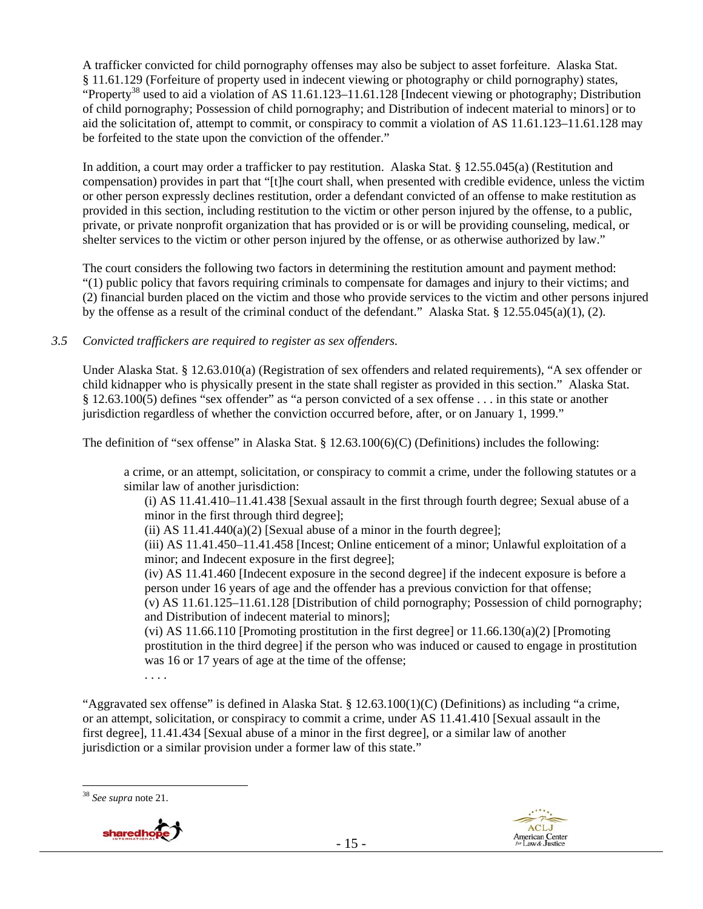A trafficker convicted for child pornography offenses may also be subject to asset forfeiture. Alaska Stat. § 11.61.129 (Forfeiture of property used in indecent viewing or photography or child pornography) states, "Property[38] used to aid a violation of AS 11.61.123–11.61.128 [Indecent viewing or photography; Distribution of child pornography; Possession of child pornography; and Distribution of indecent material to minors] or to aid the solicitation of, attempt to commit, or conspiracy to commit a violation of AS 11.61.123–11.61.128 may be forfeited to the state upon the conviction of the offender."

In addition, a court may order a trafficker to pay restitution. Alaska Stat. § 12.55.045(a) (Restitution and compensation) provides in part that "[t]he court shall, when presented with credible evidence, unless the victim or other person expressly declines restitution, order a defendant convicted of an offense to make restitution as provided in this section, including restitution to the victim or other person injured by the offense, to a public, private, or private nonprofit organization that has provided or is or will be providing counseling, medical, or shelter services to the victim or other person injured by the offense, or as otherwise authorized by law."

The court considers the following two factors in determining the restitution amount and payment method: "(1) public policy that favors requiring criminals to compensate for damages and injury to their victims; and (2) financial burden placed on the victim and those who provide services to the victim and other persons injured by the offense as a result of the criminal conduct of the defendant." Alaska Stat. § 12.55.045(a)(1), (2).

*3.5 Convicted traffickers are required to register as sex offenders.*

Under Alaska Stat. § 12.63.010(a) (Registration of sex offenders and related requirements), "A sex offender or child kidnapper who is physically present in the state shall register as provided in this section." Alaska Stat. § 12.63.100(5) defines "sex offender" as "a person convicted of a sex offense . . . in this state or another jurisdiction regardless of whether the conviction occurred before, after, or on January 1, 1999."

The definition of "sex offense" in Alaska Stat. § 12.63.100(6)(C) (Definitions) includes the following:

> a crime, or an attempt, solicitation, or conspiracy to commit a crime, under the following statutes or a similar law of another jurisdiction:
>
> (i) AS 11.41.410–11.41.438 [Sexual assault in the first through fourth degree; Sexual abuse of a minor in the first through third degree];
>
> (ii) AS 11.41.440(a)(2) [Sexual abuse of a minor in the fourth degree];
>
> (iii) AS 11.41.450–11.41.458 [Incest; Online enticement of a minor; Unlawful exploitation of a minor; and Indecent exposure in the first degree];
>
> (iv) AS 11.41.460 [Indecent exposure in the second degree] if the indecent exposure is before a person under 16 years of age and the offender has a previous conviction for that offense;
>
> (v) AS 11.61.125–11.61.128 [Distribution of child pornography; Possession of child pornography; and Distribution of indecent material to minors];
>
> (vi) AS 11.66.110 [Promoting prostitution in the first degree] or 11.66.130(a)(2) [Promoting prostitution in the third degree] if the person who was induced or caused to engage in prostitution was 16 or 17 years of age at the time of the offense;
>
> . . . .

"Aggravated sex offense" is defined in Alaska Stat. § 12.63.100(1)(C) (Definitions) as including "a crime, or an attempt, solicitation, or conspiracy to commit a crime, under AS 11.41.410 [Sexual assault in the first degree], 11.41.434 [Sexual abuse of a minor in the first degree], or a similar law of another jurisdiction or a similar provision under a former law of this state."

---

[38] *See supra* note 21.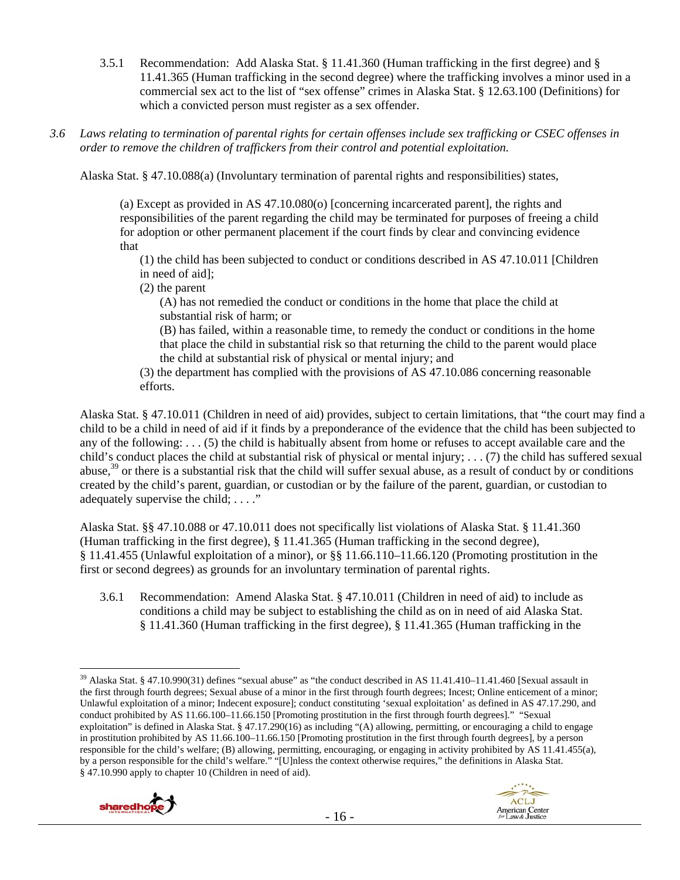3.5.1 Recommendation: Add Alaska Stat. § 11.41.360 (Human trafficking in the first degree) and § 11.41.365 (Human trafficking in the second degree) where the trafficking involves a minor used in a commercial sex act to the list of "sex offense" crimes in Alaska Stat. § 12.63.100 (Definitions) for which a convicted person must register as a sex offender.

*3.6 Laws relating to termination of parental rights for certain offenses include sex trafficking or CSEC offenses in order to remove the children of traffickers from their control and potential exploitation.*

Alaska Stat. § 47.10.088(a) (Involuntary termination of parental rights and responsibilities) states,

> (a) Except as provided in AS 47.10.080(o) [concerning incarcerated parent], the rights and responsibilities of the parent regarding the child may be terminated for purposes of freeing a child for adoption or other permanent placement if the court finds by clear and convincing evidence that
>
> (1) the child has been subjected to conduct or conditions described in AS 47.10.011 [Children in need of aid];
>
> (2) the parent
>
> (A) has not remedied the conduct or conditions in the home that place the child at substantial risk of harm; or
>
> (B) has failed, within a reasonable time, to remedy the conduct or conditions in the home that place the child in substantial risk so that returning the child to the parent would place the child at substantial risk of physical or mental injury; and
>
> (3) the department has complied with the provisions of AS 47.10.086 concerning reasonable efforts.

Alaska Stat. § 47.10.011 (Children in need of aid) provides, subject to certain limitations, that "the court may find a child to be a child in need of aid if it finds by a preponderance of the evidence that the child has been subjected to any of the following: . . . (5) the child is habitually absent from home or refuses to accept available care and the child's conduct places the child at substantial risk of physical or mental injury; . . . (7) the child has suffered sexual abuse,[39] or there is a substantial risk that the child will suffer sexual abuse, as a result of conduct by or conditions created by the child's parent, guardian, or custodian or by the failure of the parent, guardian, or custodian to adequately supervise the child; . . . ."

Alaska Stat. §§ 47.10.088 or 47.10.011 does not specifically list violations of Alaska Stat. § 11.41.360 (Human trafficking in the first degree), § 11.41.365 (Human trafficking in the second degree), § 11.41.455 (Unlawful exploitation of a minor), or §§ 11.66.110–11.66.120 (Promoting prostitution in the first or second degrees) as grounds for an involuntary termination of parental rights.

3.6.1 Recommendation: Amend Alaska Stat. § 47.10.011 (Children in need of aid) to include as conditions a child may be subject to establishing the child as on in need of aid Alaska Stat. § 11.41.360 (Human trafficking in the first degree), § 11.41.365 (Human trafficking in the

---

[39] Alaska Stat. § 47.10.990(31) defines "sexual abuse" as "the conduct described in AS 11.41.410–11.41.460 [Sexual assault in the first through fourth degrees; Sexual abuse of a minor in the first through fourth degrees; Incest; Online enticement of a minor; Unlawful exploitation of a minor; Indecent exposure]; conduct constituting 'sexual exploitation' as defined in AS 47.17.290, and conduct prohibited by AS 11.66.100–11.66.150 [Promoting prostitution in the first through fourth degrees]." "Sexual exploitation" is defined in Alaska Stat. § 47.17.290(16) as including "(A) allowing, permitting, or encouraging a child to engage in prostitution prohibited by AS 11.66.100–11.66.150 [Promoting prostitution in the first through fourth degrees], by a person responsible for the child's welfare; (B) allowing, permitting, encouraging, or engaging in activity prohibited by AS 11.41.455(a), by a person responsible for the child's welfare." "[U]nless the context otherwise requires," the definitions in Alaska Stat. § 47.10.990 apply to chapter 10 (Children in need of aid).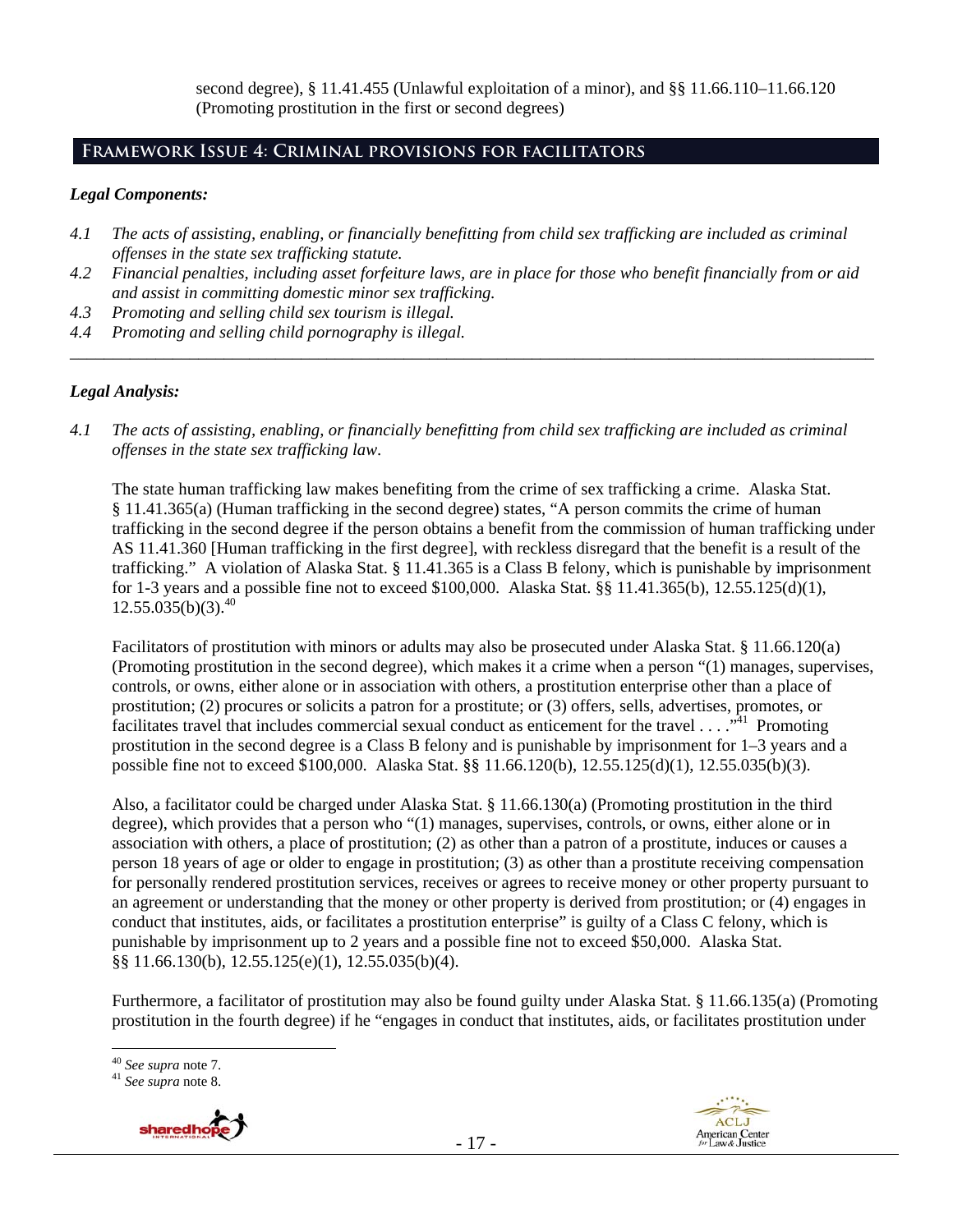second degree), § 11.41.455 (Unlawful exploitation of a minor), and §§ 11.66.110–11.66.120 (Promoting prostitution in the first or second degrees)

## Framework Issue 4: Criminal provisions for facilitators

***Legal Components:***

*4.1 The acts of assisting, enabling, or financially benefitting from child sex trafficking are included as criminal offenses in the state sex trafficking statute.*

*4.2 Financial penalties, including asset forfeiture laws, are in place for those who benefit financially from or aid and assist in committing domestic minor sex trafficking.*

*4.3 Promoting and selling child sex tourism is illegal.*

*4.4 Promoting and selling child pornography is illegal.*

---

***Legal Analysis:***

*4.1 The acts of assisting, enabling, or financially benefitting from child sex trafficking are included as criminal offenses in the state sex trafficking law.*

The state human trafficking law makes benefiting from the crime of sex trafficking a crime. Alaska Stat. § 11.41.365(a) (Human trafficking in the second degree) states, "A person commits the crime of human trafficking in the second degree if the person obtains a benefit from the commission of human trafficking under AS 11.41.360 [Human trafficking in the first degree], with reckless disregard that the benefit is a result of the trafficking." A violation of Alaska Stat. § 11.41.365 is a Class B felony, which is punishable by imprisonment for 1-3 years and a possible fine not to exceed $100,000. Alaska Stat. §§ 11.41.365(b), 12.55.125(d)(1), 12.55.035(b)(3).[40]

Facilitators of prostitution with minors or adults may also be prosecuted under Alaska Stat. § 11.66.120(a) (Promoting prostitution in the second degree), which makes it a crime when a person "(1) manages, supervises, controls, or owns, either alone or in association with others, a prostitution enterprise other than a place of prostitution; (2) procures or solicits a patron for a prostitute; or (3) offers, sells, advertises, promotes, or facilitates travel that includes commercial sexual conduct as enticement for the travel . . . ."[41] Promoting prostitution in the second degree is a Class B felony and is punishable by imprisonment for 1–3 years and a possible fine not to exceed $100,000. Alaska Stat. §§ 11.66.120(b), 12.55.125(d)(1), 12.55.035(b)(3).

Also, a facilitator could be charged under Alaska Stat. § 11.66.130(a) (Promoting prostitution in the third degree), which provides that a person who "(1) manages, supervises, controls, or owns, either alone or in association with others, a place of prostitution; (2) as other than a patron of a prostitute, induces or causes a person 18 years of age or older to engage in prostitution; (3) as other than a prostitute receiving compensation for personally rendered prostitution services, receives or agrees to receive money or other property pursuant to an agreement or understanding that the money or other property is derived from prostitution; or (4) engages in conduct that institutes, aids, or facilitates a prostitution enterprise" is guilty of a Class C felony, which is punishable by imprisonment up to 2 years and a possible fine not to exceed $50,000. Alaska Stat. §§ 11.66.130(b), 12.55.125(e)(1), 12.55.035(b)(4).

Furthermore, a facilitator of prostitution may also be found guilty under Alaska Stat. § 11.66.135(a) (Promoting prostitution in the fourth degree) if he "engages in conduct that institutes, aids, or facilitates prostitution under

---

[40] *See supra* note 7.

[41] *See supra* note 8.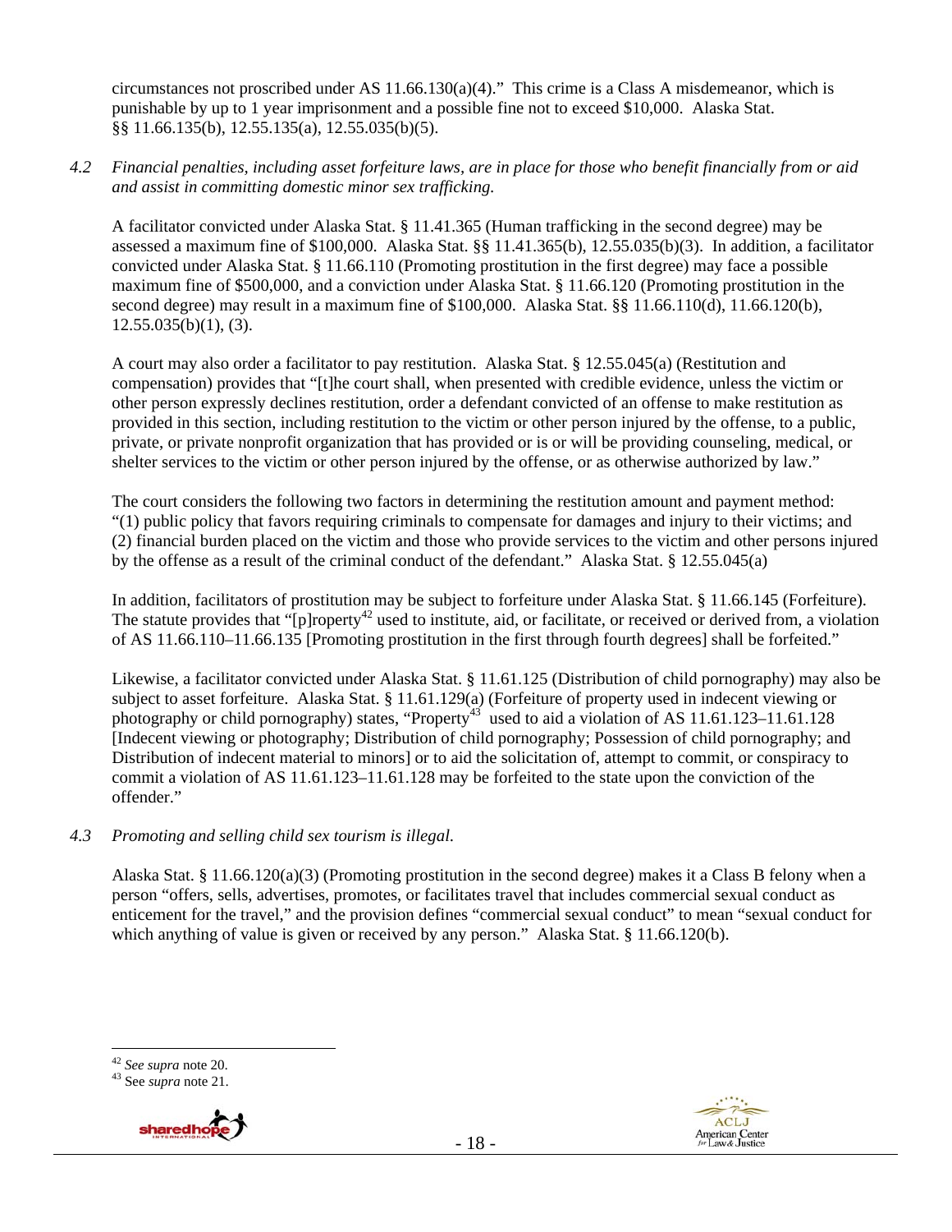circumstances not proscribed under AS 11.66.130(a)(4)." This crime is a Class A misdemeanor, which is punishable by up to 1 year imprisonment and a possible fine not to exceed $10,000. Alaska Stat. §§ 11.66.135(b), 12.55.135(a), 12.55.035(b)(5).

*4.2 Financial penalties, including asset forfeiture laws, are in place for those who benefit financially from or aid and assist in committing domestic minor sex trafficking.*

A facilitator convicted under Alaska Stat. § 11.41.365 (Human trafficking in the second degree) may be assessed a maximum fine of $100,000. Alaska Stat. §§ 11.41.365(b), 12.55.035(b)(3). In addition, a facilitator convicted under Alaska Stat. § 11.66.110 (Promoting prostitution in the first degree) may face a possible maximum fine of $500,000, and a conviction under Alaska Stat. § 11.66.120 (Promoting prostitution in the second degree) may result in a maximum fine of $100,000. Alaska Stat. §§ 11.66.110(d), 11.66.120(b), 12.55.035(b)(1), (3).

A court may also order a facilitator to pay restitution. Alaska Stat. § 12.55.045(a) (Restitution and compensation) provides that "[t]he court shall, when presented with credible evidence, unless the victim or other person expressly declines restitution, order a defendant convicted of an offense to make restitution as provided in this section, including restitution to the victim or other person injured by the offense, to a public, private, or private nonprofit organization that has provided or is or will be providing counseling, medical, or shelter services to the victim or other person injured by the offense, or as otherwise authorized by law."

The court considers the following two factors in determining the restitution amount and payment method: "(1) public policy that favors requiring criminals to compensate for damages and injury to their victims; and (2) financial burden placed on the victim and those who provide services to the victim and other persons injured by the offense as a result of the criminal conduct of the defendant." Alaska Stat. § 12.55.045(a)

In addition, facilitators of prostitution may be subject to forfeiture under Alaska Stat. § 11.66.145 (Forfeiture). The statute provides that "[p]roperty[42] used to institute, aid, or facilitate, or received or derived from, a violation of AS 11.66.110–11.66.135 [Promoting prostitution in the first through fourth degrees] shall be forfeited."

Likewise, a facilitator convicted under Alaska Stat. § 11.61.125 (Distribution of child pornography) may also be subject to asset forfeiture. Alaska Stat. § 11.61.129(a) (Forfeiture of property used in indecent viewing or photography or child pornography) states, "Property[43] used to aid a violation of AS 11.61.123–11.61.128 [Indecent viewing or photography; Distribution of child pornography; Possession of child pornography; and Distribution of indecent material to minors] or to aid the solicitation of, attempt to commit, or conspiracy to commit a violation of AS 11.61.123–11.61.128 may be forfeited to the state upon the conviction of the offender."

*4.3 Promoting and selling child sex tourism is illegal.*

Alaska Stat. § 11.66.120(a)(3) (Promoting prostitution in the second degree) makes it a Class B felony when a person "offers, sells, advertises, promotes, or facilitates travel that includes commercial sexual conduct as enticement for the travel," and the provision defines "commercial sexual conduct" to mean "sexual conduct for which anything of value is given or received by any person." Alaska Stat. § 11.66.120(b).

---

[42] *See supra* note 20.
[43] See *supra* note 21.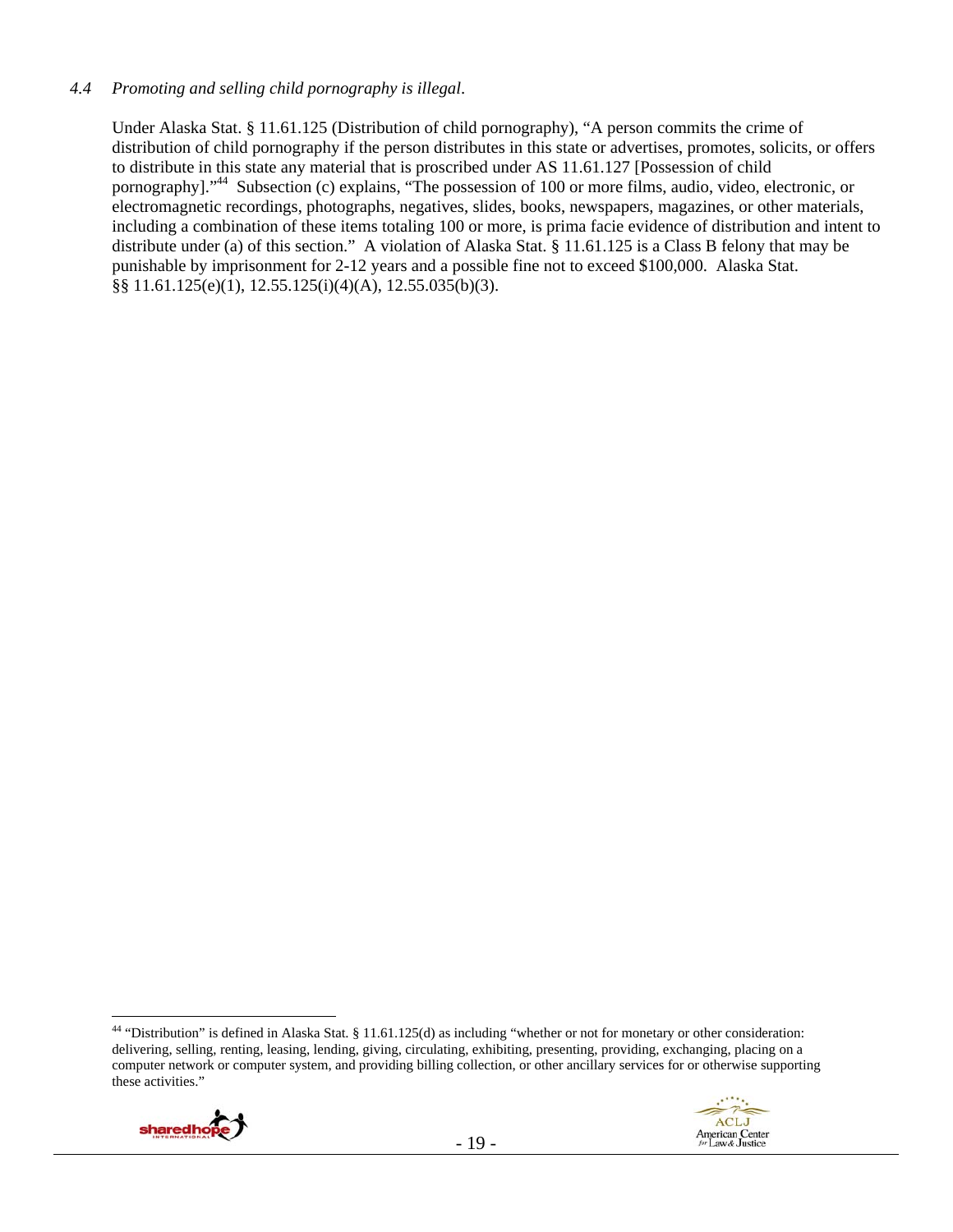*4.4 Promoting and selling child pornography is illegal.*

Under Alaska Stat. § 11.61.125 (Distribution of child pornography), "A person commits the crime of distribution of child pornography if the person distributes in this state or advertises, promotes, solicits, or offers to distribute in this state any material that is proscribed under AS 11.61.127 [Possession of child pornography]."[44] Subsection (c) explains, "The possession of 100 or more films, audio, video, electronic, or electromagnetic recordings, photographs, negatives, slides, books, newspapers, magazines, or other materials, including a combination of these items totaling 100 or more, is prima facie evidence of distribution and intent to distribute under (a) of this section." A violation of Alaska Stat. § 11.61.125 is a Class B felony that may be punishable by imprisonment for 2-12 years and a possible fine not to exceed $100,000. Alaska Stat. §§ 11.61.125(e)(1), 12.55.125(i)(4)(A), 12.55.035(b)(3).

---

[44] "Distribution" is defined in Alaska Stat. § 11.61.125(d) as including "whether or not for monetary or other consideration: delivering, selling, renting, leasing, lending, giving, circulating, exhibiting, presenting, providing, exchanging, placing on a computer network or computer system, and providing billing collection, or other ancillary services for or otherwise supporting these activities."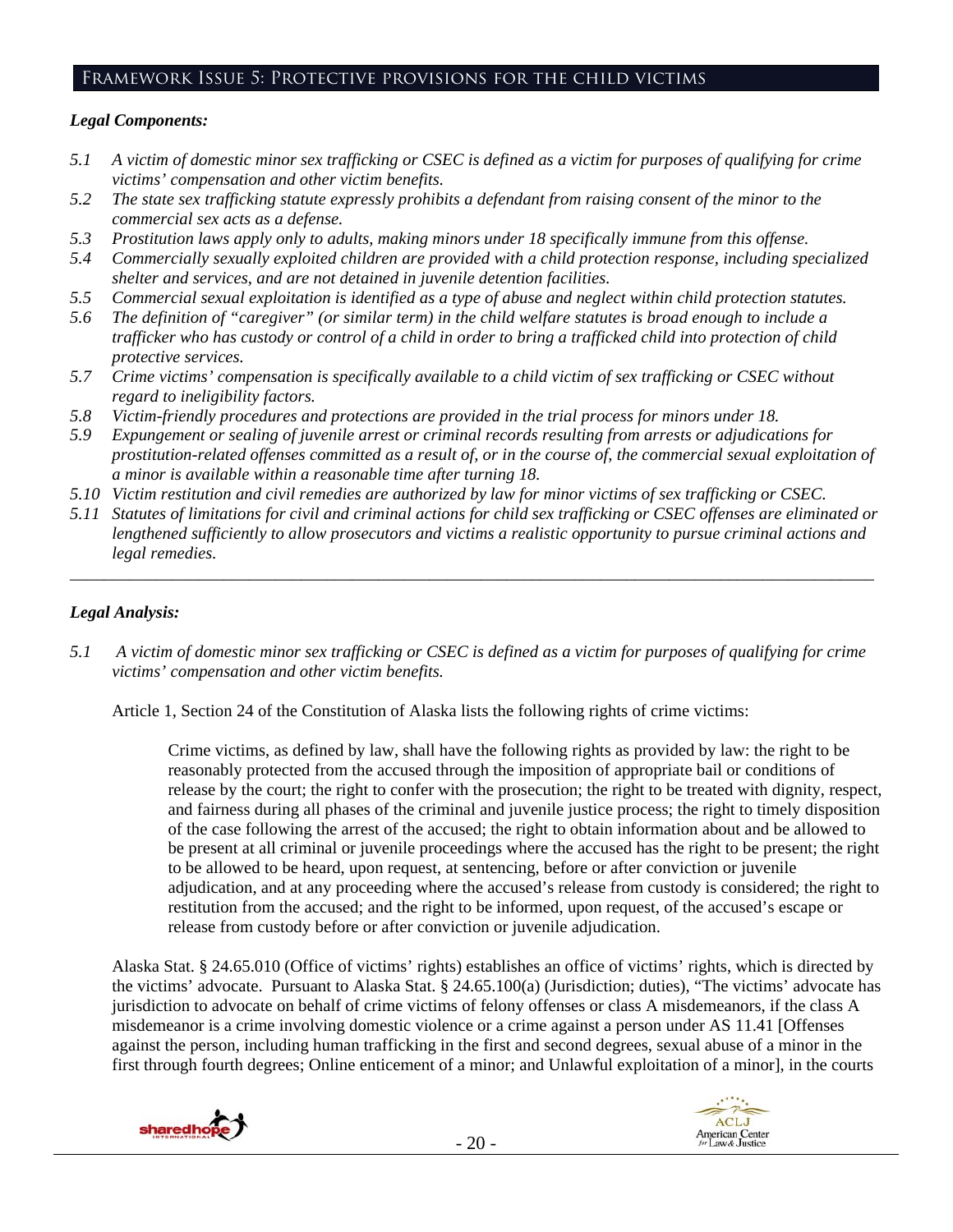## Framework Issue 5: Protective provisions for the child victims

### *Legal Components:*

- *5.1 A victim of domestic minor sex trafficking or CSEC is defined as a victim for purposes of qualifying for crime victims' compensation and other victim benefits.*
- *5.2 The state sex trafficking statute expressly prohibits a defendant from raising consent of the minor to the commercial sex acts as a defense.*
- *5.3 Prostitution laws apply only to adults, making minors under 18 specifically immune from this offense.*
- *5.4 Commercially sexually exploited children are provided with a child protection response, including specialized shelter and services, and are not detained in juvenile detention facilities.*
- *5.5 Commercial sexual exploitation is identified as a type of abuse and neglect within child protection statutes.*
- *5.6 The definition of "caregiver" (or similar term) in the child welfare statutes is broad enough to include a trafficker who has custody or control of a child in order to bring a trafficked child into protection of child protective services.*
- *5.7 Crime victims' compensation is specifically available to a child victim of sex trafficking or CSEC without regard to ineligibility factors.*
- *5.8 Victim-friendly procedures and protections are provided in the trial process for minors under 18.*
- *5.9 Expungement or sealing of juvenile arrest or criminal records resulting from arrests or adjudications for prostitution-related offenses committed as a result of, or in the course of, the commercial sexual exploitation of a minor is available within a reasonable time after turning 18.*
- *5.10 Victim restitution and civil remedies are authorized by law for minor victims of sex trafficking or CSEC.*
- *5.11 Statutes of limitations for civil and criminal actions for child sex trafficking or CSEC offenses are eliminated or lengthened sufficiently to allow prosecutors and victims a realistic opportunity to pursue criminal actions and legal remedies.*

---

### *Legal Analysis:*

*5.1 A victim of domestic minor sex trafficking or CSEC is defined as a victim for purposes of qualifying for crime victims' compensation and other victim benefits.*

Article 1, Section 24 of the Constitution of Alaska lists the following rights of crime victims:

> Crime victims, as defined by law, shall have the following rights as provided by law: the right to be reasonably protected from the accused through the imposition of appropriate bail or conditions of release by the court; the right to confer with the prosecution; the right to be treated with dignity, respect, and fairness during all phases of the criminal and juvenile justice process; the right to timely disposition of the case following the arrest of the accused; the right to obtain information about and be allowed to be present at all criminal or juvenile proceedings where the accused has the right to be present; the right to be allowed to be heard, upon request, at sentencing, before or after conviction or juvenile adjudication, and at any proceeding where the accused's release from custody is considered; the right to restitution from the accused; and the right to be informed, upon request, of the accused's escape or release from custody before or after conviction or juvenile adjudication.

Alaska Stat. § 24.65.010 (Office of victims' rights) establishes an office of victims' rights, which is directed by the victims' advocate. Pursuant to Alaska Stat. § 24.65.100(a) (Jurisdiction; duties), "The victims' advocate has jurisdiction to advocate on behalf of crime victims of felony offenses or class A misdemeanors, if the class A misdemeanor is a crime involving domestic violence or a crime against a person under AS 11.41 [Offenses against the person, including human trafficking in the first and second degrees, sexual abuse of a minor in the first through fourth degrees; Online enticement of a minor; and Unlawful exploitation of a minor], in the courts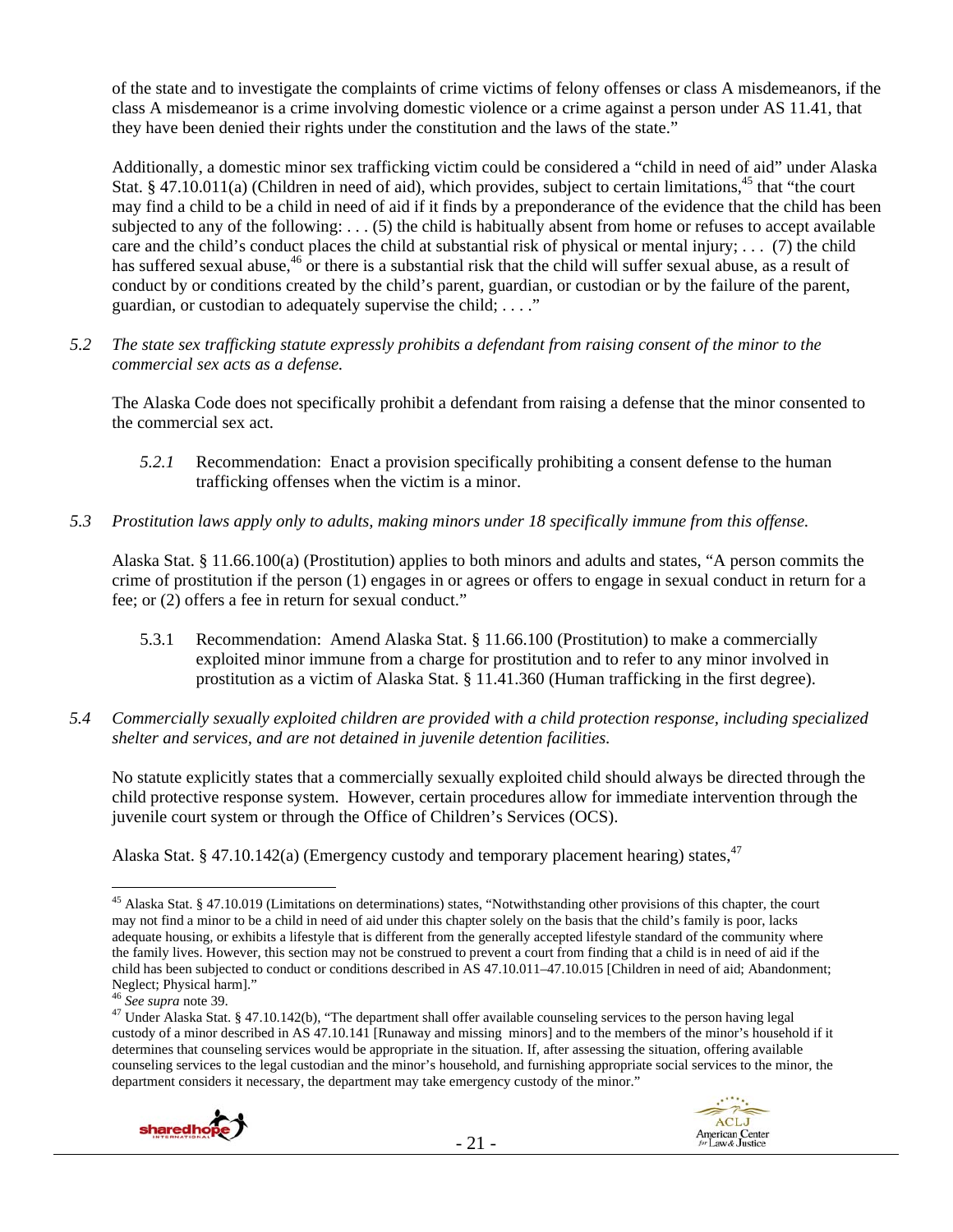of the state and to investigate the complaints of crime victims of felony offenses or class A misdemeanors, if the class A misdemeanor is a crime involving domestic violence or a crime against a person under AS 11.41, that they have been denied their rights under the constitution and the laws of the state."

Additionally, a domestic minor sex trafficking victim could be considered a "child in need of aid" under Alaska Stat. § 47.10.011(a) (Children in need of aid), which provides, subject to certain limitations,[45] that "the court may find a child to be a child in need of aid if it finds by a preponderance of the evidence that the child has been subjected to any of the following: . . . (5) the child is habitually absent from home or refuses to accept available care and the child's conduct places the child at substantial risk of physical or mental injury; . . . (7) the child has suffered sexual abuse,[46] or there is a substantial risk that the child will suffer sexual abuse, as a result of conduct by or conditions created by the child's parent, guardian, or custodian or by the failure of the parent, guardian, or custodian to adequately supervise the child; . . . ."

*5.2 The state sex trafficking statute expressly prohibits a defendant from raising consent of the minor to the commercial sex acts as a defense.*

The Alaska Code does not specifically prohibit a defendant from raising a defense that the minor consented to the commercial sex act.

*5.2.1* Recommendation: Enact a provision specifically prohibiting a consent defense to the human trafficking offenses when the victim is a minor.

*5.3 Prostitution laws apply only to adults, making minors under 18 specifically immune from this offense.*

Alaska Stat. § 11.66.100(a) (Prostitution) applies to both minors and adults and states, "A person commits the crime of prostitution if the person (1) engages in or agrees or offers to engage in sexual conduct in return for a fee; or (2) offers a fee in return for sexual conduct."

5.3.1 Recommendation: Amend Alaska Stat. § 11.66.100 (Prostitution) to make a commercially exploited minor immune from a charge for prostitution and to refer to any minor involved in prostitution as a victim of Alaska Stat. § 11.41.360 (Human trafficking in the first degree).

*5.4 Commercially sexually exploited children are provided with a child protection response, including specialized shelter and services, and are not detained in juvenile detention facilities.*

No statute explicitly states that a commercially sexually exploited child should always be directed through the child protective response system. However, certain procedures allow for immediate intervention through the juvenile court system or through the Office of Children's Services (OCS).

Alaska Stat. § 47.10.142(a) (Emergency custody and temporary placement hearing) states,[47]

---

[45] Alaska Stat. § 47.10.019 (Limitations on determinations) states, "Notwithstanding other provisions of this chapter, the court may not find a minor to be a child in need of aid under this chapter solely on the basis that the child's family is poor, lacks adequate housing, or exhibits a lifestyle that is different from the generally accepted lifestyle standard of the community where the family lives. However, this section may not be construed to prevent a court from finding that a child is in need of aid if the child has been subjected to conduct or conditions described in AS 47.10.011–47.10.015 [Children in need of aid; Abandonment; Neglect; Physical harm]."

[46] *See supra* note 39.

[47] Under Alaska Stat. § 47.10.142(b), "The department shall offer available counseling services to the person having legal custody of a minor described in AS 47.10.141 [Runaway and missing minors] and to the members of the minor's household if it determines that counseling services would be appropriate in the situation. If, after assessing the situation, offering available counseling services to the legal custodian and the minor's household, and furnishing appropriate social services to the minor, the department considers it necessary, the department may take emergency custody of the minor."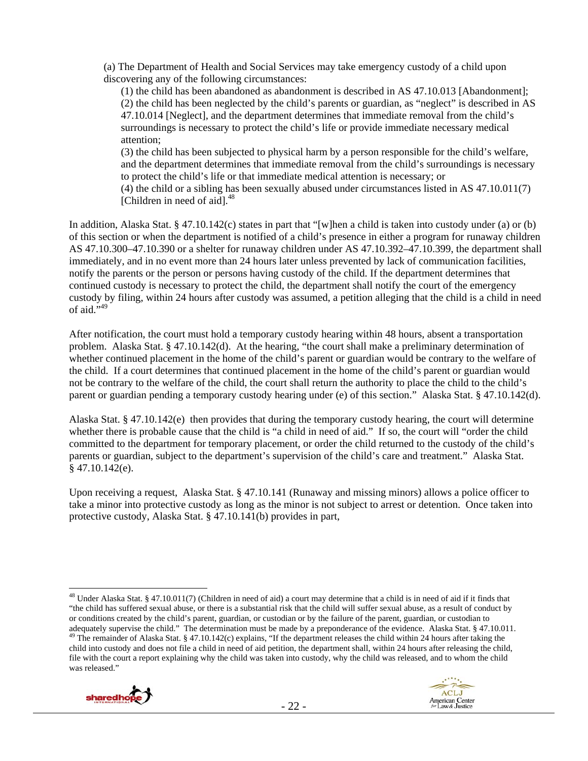(a) The Department of Health and Social Services may take emergency custody of a child upon discovering any of the following circumstances:

(1) the child has been abandoned as abandonment is described in AS 47.10.013 [Abandonment];
(2) the child has been neglected by the child's parents or guardian, as "neglect" is described in AS 47.10.014 [Neglect], and the department determines that immediate removal from the child's surroundings is necessary to protect the child's life or provide immediate necessary medical attention;
(3) the child has been subjected to physical harm by a person responsible for the child's welfare, and the department determines that immediate removal from the child's surroundings is necessary to protect the child's life or that immediate medical attention is necessary; or
(4) the child or a sibling has been sexually abused under circumstances listed in AS 47.10.011(7) [Children in need of aid].[48]

In addition, Alaska Stat. § 47.10.142(c) states in part that "[w]hen a child is taken into custody under (a) or (b) of this section or when the department is notified of a child's presence in either a program for runaway children AS 47.10.300–47.10.390 or a shelter for runaway children under AS 47.10.392–47.10.399, the department shall immediately, and in no event more than 24 hours later unless prevented by lack of communication facilities, notify the parents or the person or persons having custody of the child. If the department determines that continued custody is necessary to protect the child, the department shall notify the court of the emergency custody by filing, within 24 hours after custody was assumed, a petition alleging that the child is a child in need of aid."[49]

After notification, the court must hold a temporary custody hearing within 48 hours, absent a transportation problem. Alaska Stat. § 47.10.142(d). At the hearing, "the court shall make a preliminary determination of whether continued placement in the home of the child's parent or guardian would be contrary to the welfare of the child. If a court determines that continued placement in the home of the child's parent or guardian would not be contrary to the welfare of the child, the court shall return the authority to place the child to the child's parent or guardian pending a temporary custody hearing under (e) of this section." Alaska Stat. § 47.10.142(d).

Alaska Stat. § 47.10.142(e) then provides that during the temporary custody hearing, the court will determine whether there is probable cause that the child is "a child in need of aid." If so, the court will "order the child committed to the department for temporary placement, or order the child returned to the custody of the child's parents or guardian, subject to the department's supervision of the child's care and treatment." Alaska Stat. § 47.10.142(e).

Upon receiving a request, Alaska Stat. § 47.10.141 (Runaway and missing minors) allows a police officer to take a minor into protective custody as long as the minor is not subject to arrest or detention. Once taken into protective custody, Alaska Stat. § 47.10.141(b) provides in part,

---

[48] Under Alaska Stat. § 47.10.011(7) (Children in need of aid) a court may determine that a child is in need of aid if it finds that "the child has suffered sexual abuse, or there is a substantial risk that the child will suffer sexual abuse, as a result of conduct by or conditions created by the child's parent, guardian, or custodian or by the failure of the parent, guardian, or custodian to adequately supervise the child." The determination must be made by a preponderance of the evidence. Alaska Stat. § 47.10.011.

[49] The remainder of Alaska Stat. § 47.10.142(c) explains, "If the department releases the child within 24 hours after taking the child into custody and does not file a child in need of aid petition, the department shall, within 24 hours after releasing the child, file with the court a report explaining why the child was taken into custody, why the child was released, and to whom the child was released."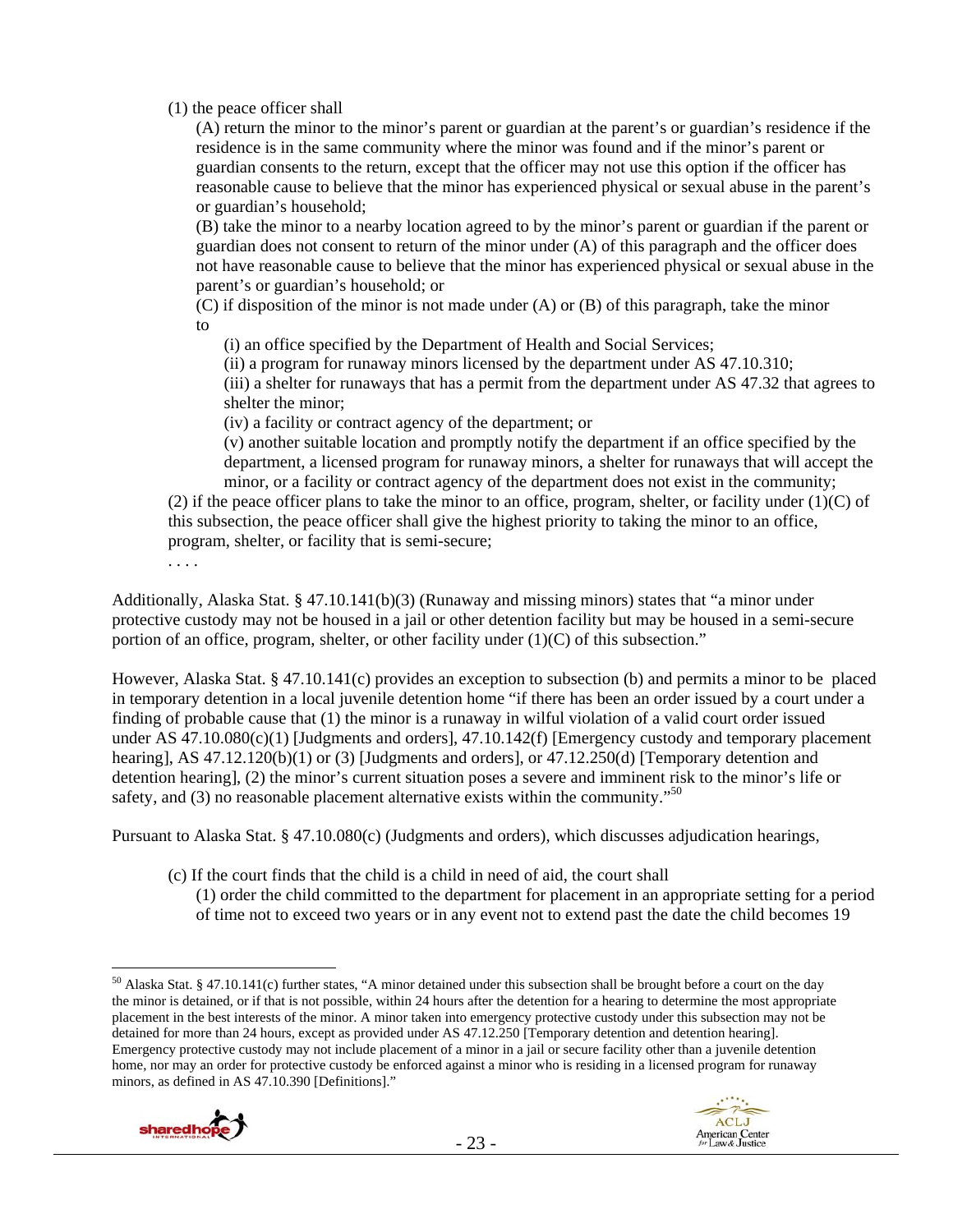(1) the peace officer shall

(A) return the minor to the minor's parent or guardian at the parent's or guardian's residence if the residence is in the same community where the minor was found and if the minor's parent or guardian consents to the return, except that the officer may not use this option if the officer has reasonable cause to believe that the minor has experienced physical or sexual abuse in the parent's or guardian's household;

(B) take the minor to a nearby location agreed to by the minor's parent or guardian if the parent or guardian does not consent to return of the minor under (A) of this paragraph and the officer does not have reasonable cause to believe that the minor has experienced physical or sexual abuse in the parent's or guardian's household; or

(C) if disposition of the minor is not made under (A) or (B) of this paragraph, take the minor to

(i) an office specified by the Department of Health and Social Services;

(ii) a program for runaway minors licensed by the department under AS 47.10.310;

(iii) a shelter for runaways that has a permit from the department under AS 47.32 that agrees to shelter the minor;

(iv) a facility or contract agency of the department; or

(v) another suitable location and promptly notify the department if an office specified by the department, a licensed program for runaway minors, a shelter for runaways that will accept the minor, or a facility or contract agency of the department does not exist in the community;

(2) if the peace officer plans to take the minor to an office, program, shelter, or facility under (1)(C) of this subsection, the peace officer shall give the highest priority to taking the minor to an office, program, shelter, or facility that is semi-secure;

. . . .

Additionally, Alaska Stat. § 47.10.141(b)(3) (Runaway and missing minors) states that "a minor under protective custody may not be housed in a jail or other detention facility but may be housed in a semi-secure portion of an office, program, shelter, or other facility under (1)(C) of this subsection."

However, Alaska Stat. § 47.10.141(c) provides an exception to subsection (b) and permits a minor to be placed in temporary detention in a local juvenile detention home "if there has been an order issued by a court under a finding of probable cause that (1) the minor is a runaway in wilful violation of a valid court order issued under AS 47.10.080(c)(1) [Judgments and orders], 47.10.142(f) [Emergency custody and temporary placement hearing], AS 47.12.120(b)(1) or (3) [Judgments and orders], or 47.12.250(d) [Temporary detention and detention hearing], (2) the minor's current situation poses a severe and imminent risk to the minor's life or safety, and (3) no reasonable placement alternative exists within the community."[50]

Pursuant to Alaska Stat. § 47.10.080(c) (Judgments and orders), which discusses adjudication hearings,

(c) If the court finds that the child is a child in need of aid, the court shall

(1) order the child committed to the department for placement in an appropriate setting for a period of time not to exceed two years or in any event not to extend past the date the child becomes 19

---

[50] Alaska Stat. § 47.10.141(c) further states, "A minor detained under this subsection shall be brought before a court on the day the minor is detained, or if that is not possible, within 24 hours after the detention for a hearing to determine the most appropriate placement in the best interests of the minor. A minor taken into emergency protective custody under this subsection may not be detained for more than 24 hours, except as provided under AS 47.12.250 [Temporary detention and detention hearing]. Emergency protective custody may not include placement of a minor in a jail or secure facility other than a juvenile detention home, nor may an order for protective custody be enforced against a minor who is residing in a licensed program for runaway minors, as defined in AS 47.10.390 [Definitions]."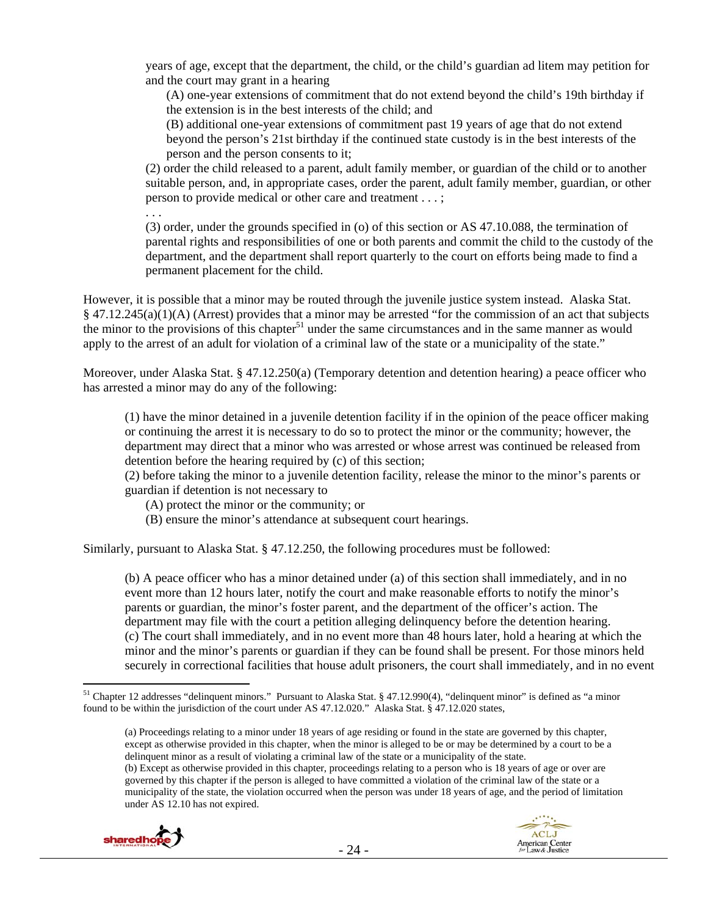years of age, except that the department, the child, or the child's guardian ad litem may petition for and the court may grant in a hearing

> (A) one-year extensions of commitment that do not extend beyond the child's 19th birthday if the extension is in the best interests of the child; and
>
> (B) additional one-year extensions of commitment past 19 years of age that do not extend beyond the person's 21st birthday if the continued state custody is in the best interests of the person and the person consents to it;

(2) order the child released to a parent, adult family member, or guardian of the child or to another suitable person, and, in appropriate cases, order the parent, adult family member, guardian, or other person to provide medical or other care and treatment . . . ;

. . .

(3) order, under the grounds specified in (o) of this section or AS 47.10.088, the termination of parental rights and responsibilities of one or both parents and commit the child to the custody of the department, and the department shall report quarterly to the court on efforts being made to find a permanent placement for the child.

However, it is possible that a minor may be routed through the juvenile justice system instead. Alaska Stat. § 47.12.245(a)(1)(A) (Arrest) provides that a minor may be arrested "for the commission of an act that subjects the minor to the provisions of this chapter[51] under the same circumstances and in the same manner as would apply to the arrest of an adult for violation of a criminal law of the state or a municipality of the state."

Moreover, under Alaska Stat. § 47.12.250(a) (Temporary detention and detention hearing) a peace officer who has arrested a minor may do any of the following:

> (1) have the minor detained in a juvenile detention facility if in the opinion of the peace officer making or continuing the arrest it is necessary to do so to protect the minor or the community; however, the department may direct that a minor who was arrested or whose arrest was continued be released from detention before the hearing required by (c) of this section;
>
> (2) before taking the minor to a juvenile detention facility, release the minor to the minor's parents or guardian if detention is not necessary to
>
> > (A) protect the minor or the community; or
> >
> > (B) ensure the minor's attendance at subsequent court hearings.

Similarly, pursuant to Alaska Stat. § 47.12.250, the following procedures must be followed:

> (b) A peace officer who has a minor detained under (a) of this section shall immediately, and in no event more than 12 hours later, notify the court and make reasonable efforts to notify the minor's parents or guardian, the minor's foster parent, and the department of the officer's action. The department may file with the court a petition alleging delinquency before the detention hearing.
>
> (c) The court shall immediately, and in no event more than 48 hours later, hold a hearing at which the minor and the minor's parents or guardian if they can be found shall be present. For those minors held securely in correctional facilities that house adult prisoners, the court shall immediately, and in no event

---

[51] Chapter 12 addresses "delinquent minors." Pursuant to Alaska Stat. § 47.12.990(4), "delinquent minor" is defined as "a minor found to be within the jurisdiction of the court under AS 47.12.020." Alaska Stat. § 47.12.020 states,

> (a) Proceedings relating to a minor under 18 years of age residing or found in the state are governed by this chapter, except as otherwise provided in this chapter, when the minor is alleged to be or may be determined by a court to be a delinquent minor as a result of violating a criminal law of the state or a municipality of the state.
>
> (b) Except as otherwise provided in this chapter, proceedings relating to a person who is 18 years of age or over are governed by this chapter if the person is alleged to have committed a violation of the criminal law of the state or a municipality of the state, the violation occurred when the person was under 18 years of age, and the period of limitation under AS 12.10 has not expired.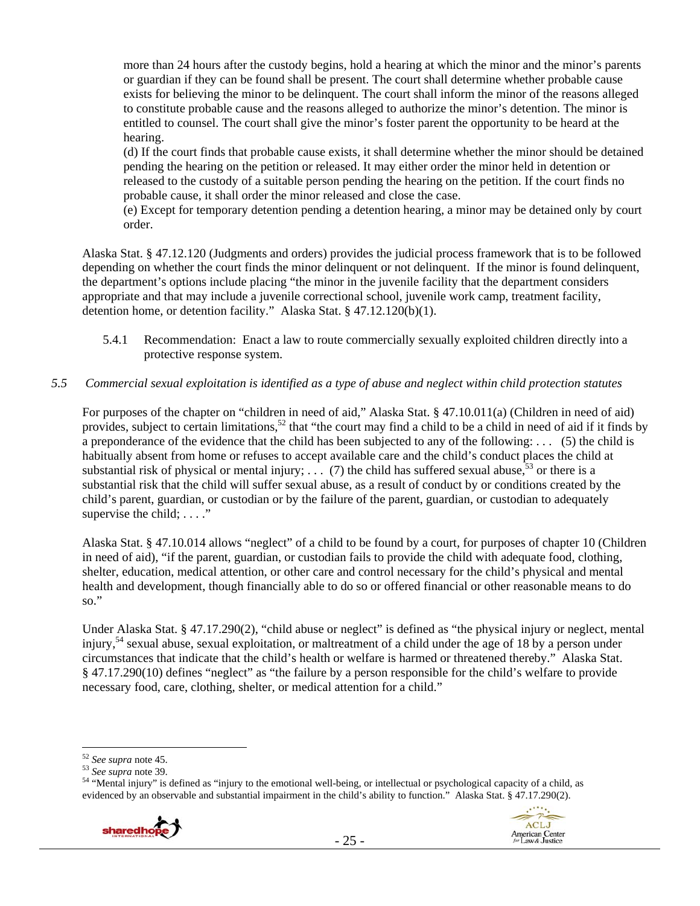more than 24 hours after the custody begins, hold a hearing at which the minor and the minor's parents or guardian if they can be found shall be present. The court shall determine whether probable cause exists for believing the minor to be delinquent. The court shall inform the minor of the reasons alleged to constitute probable cause and the reasons alleged to authorize the minor's detention. The minor is entitled to counsel. The court shall give the minor's foster parent the opportunity to be heard at the hearing.

> (d) If the court finds that probable cause exists, it shall determine whether the minor should be detained pending the hearing on the petition or released. It may either order the minor held in detention or released to the custody of a suitable person pending the hearing on the petition. If the court finds no probable cause, it shall order the minor released and close the case.
>
> (e) Except for temporary detention pending a detention hearing, a minor may be detained only by court order.

Alaska Stat. § 47.12.120 (Judgments and orders) provides the judicial process framework that is to be followed depending on whether the court finds the minor delinquent or not delinquent. If the minor is found delinquent, the department's options include placing "the minor in the juvenile facility that the department considers appropriate and that may include a juvenile correctional school, juvenile work camp, treatment facility, detention home, or detention facility." Alaska Stat. § 47.12.120(b)(1).

5.4.1 Recommendation: Enact a law to route commercially sexually exploited children directly into a protective response system.

*5.5 Commercial sexual exploitation is identified as a type of abuse and neglect within child protection statutes*

For purposes of the chapter on "children in need of aid," Alaska Stat. § 47.10.011(a) (Children in need of aid) provides, subject to certain limitations,[52] that "the court may find a child to be a child in need of aid if it finds by a preponderance of the evidence that the child has been subjected to any of the following: . . . (5) the child is habitually absent from home or refuses to accept available care and the child's conduct places the child at substantial risk of physical or mental injury; . . . (7) the child has suffered sexual abuse,[53] or there is a substantial risk that the child will suffer sexual abuse, as a result of conduct by or conditions created by the child's parent, guardian, or custodian or by the failure of the parent, guardian, or custodian to adequately supervise the child; . . . ."

Alaska Stat. § 47.10.014 allows "neglect" of a child to be found by a court, for purposes of chapter 10 (Children in need of aid), "if the parent, guardian, or custodian fails to provide the child with adequate food, clothing, shelter, education, medical attention, or other care and control necessary for the child's physical and mental health and development, though financially able to do so or offered financial or other reasonable means to do so."

Under Alaska Stat. § 47.17.290(2), "child abuse or neglect" is defined as "the physical injury or neglect, mental injury,[54] sexual abuse, sexual exploitation, or maltreatment of a child under the age of 18 by a person under circumstances that indicate that the child's health or welfare is harmed or threatened thereby." Alaska Stat. § 47.17.290(10) defines "neglect" as "the failure by a person responsible for the child's welfare to provide necessary food, care, clothing, shelter, or medical attention for a child."

---

[52] *See supra* note 45.

[53] *See supra* note 39.

[54] "Mental injury" is defined as "injury to the emotional well-being, or intellectual or psychological capacity of a child, as evidenced by an observable and substantial impairment in the child's ability to function." Alaska Stat. § 47.17.290(2).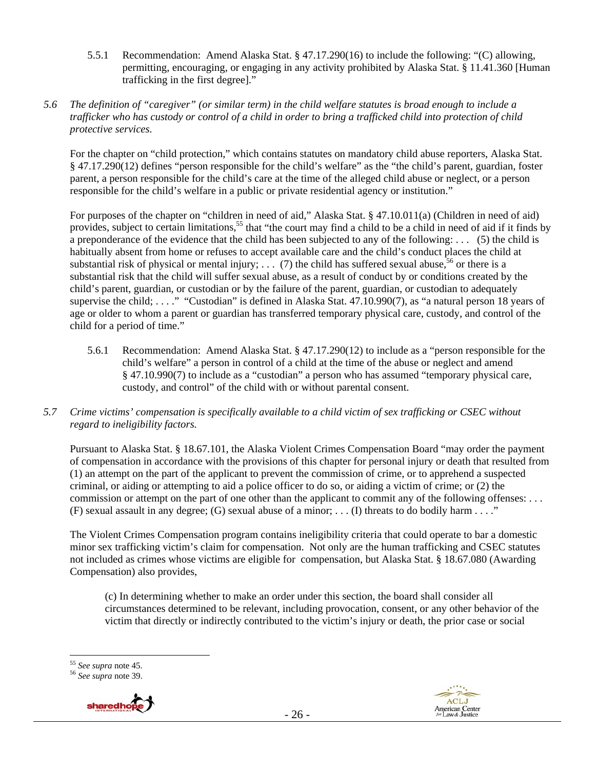5.5.1 Recommendation: Amend Alaska Stat. § 47.17.290(16) to include the following: "(C) allowing, permitting, encouraging, or engaging in any activity prohibited by Alaska Stat. § 11.41.360 [Human trafficking in the first degree]."

*5.6 The definition of "caregiver" (or similar term) in the child welfare statutes is broad enough to include a trafficker who has custody or control of a child in order to bring a trafficked child into protection of child protective services.*

For the chapter on "child protection," which contains statutes on mandatory child abuse reporters, Alaska Stat. § 47.17.290(12) defines "person responsible for the child's welfare" as the "the child's parent, guardian, foster parent, a person responsible for the child's care at the time of the alleged child abuse or neglect, or a person responsible for the child's welfare in a public or private residential agency or institution."

For purposes of the chapter on "children in need of aid," Alaska Stat. § 47.10.011(a) (Children in need of aid) provides, subject to certain limitations,[55] that "the court may find a child to be a child in need of aid if it finds by a preponderance of the evidence that the child has been subjected to any of the following: . . . (5) the child is habitually absent from home or refuses to accept available care and the child's conduct places the child at substantial risk of physical or mental injury; . . . (7) the child has suffered sexual abuse,[56] or there is a substantial risk that the child will suffer sexual abuse, as a result of conduct by or conditions created by the child's parent, guardian, or custodian or by the failure of the parent, guardian, or custodian to adequately supervise the child; . . . ." "Custodian" is defined in Alaska Stat. 47.10.990(7), as "a natural person 18 years of age or older to whom a parent or guardian has transferred temporary physical care, custody, and control of the child for a period of time."

5.6.1 Recommendation: Amend Alaska Stat. § 47.17.290(12) to include as a "person responsible for the child's welfare" a person in control of a child at the time of the abuse or neglect and amend § 47.10.990(7) to include as a "custodian" a person who has assumed "temporary physical care, custody, and control" of the child with or without parental consent.

*5.7 Crime victims' compensation is specifically available to a child victim of sex trafficking or CSEC without regard to ineligibility factors.*

Pursuant to Alaska Stat. § 18.67.101, the Alaska Violent Crimes Compensation Board "may order the payment of compensation in accordance with the provisions of this chapter for personal injury or death that resulted from (1) an attempt on the part of the applicant to prevent the commission of crime, or to apprehend a suspected criminal, or aiding or attempting to aid a police officer to do so, or aiding a victim of crime; or (2) the commission or attempt on the part of one other than the applicant to commit any of the following offenses: . . . (F) sexual assault in any degree; (G) sexual abuse of a minor; . . . (I) threats to do bodily harm . . . ."

The Violent Crimes Compensation program contains ineligibility criteria that could operate to bar a domestic minor sex trafficking victim's claim for compensation. Not only are the human trafficking and CSEC statutes not included as crimes whose victims are eligible for compensation, but Alaska Stat. § 18.67.080 (Awarding Compensation) also provides,

> (c) In determining whether to make an order under this section, the board shall consider all circumstances determined to be relevant, including provocation, consent, or any other behavior of the victim that directly or indirectly contributed to the victim's injury or death, the prior case or social

---

[55] *See supra* note 45.

[56] *See supra* note 39.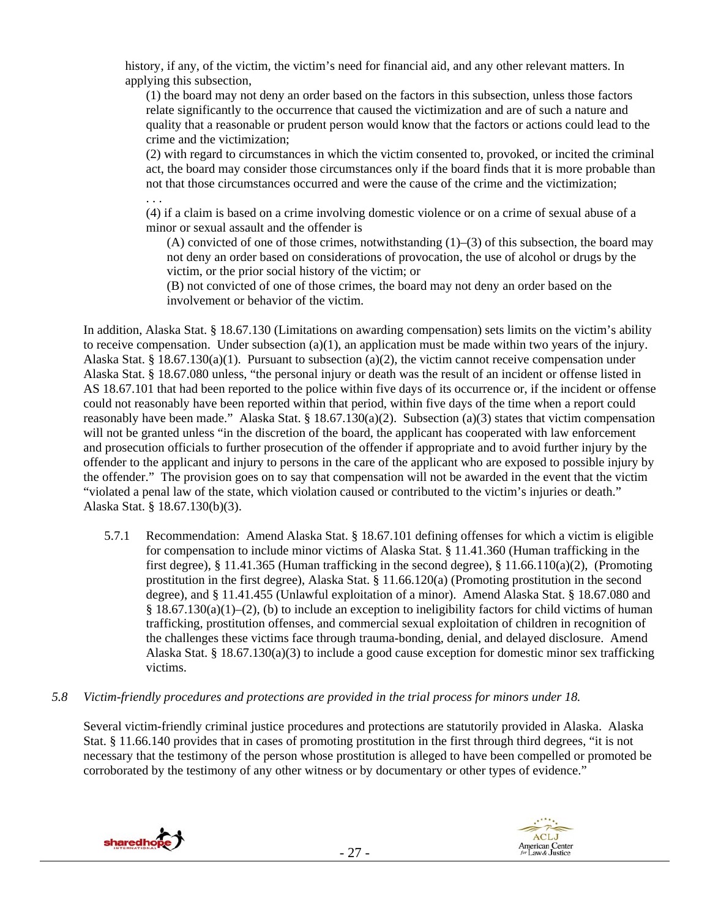history, if any, of the victim, the victim's need for financial aid, and any other relevant matters. In applying this subsection,

(1) the board may not deny an order based on the factors in this subsection, unless those factors relate significantly to the occurrence that caused the victimization and are of such a nature and quality that a reasonable or prudent person would know that the factors or actions could lead to the crime and the victimization;

(2) with regard to circumstances in which the victim consented to, provoked, or incited the criminal act, the board may consider those circumstances only if the board finds that it is more probable than not that those circumstances occurred and were the cause of the crime and the victimization;

. . .

(4) if a claim is based on a crime involving domestic violence or on a crime of sexual abuse of a minor or sexual assault and the offender is

(A) convicted of one of those crimes, notwithstanding (1)–(3) of this subsection, the board may not deny an order based on considerations of provocation, the use of alcohol or drugs by the victim, or the prior social history of the victim; or

(B) not convicted of one of those crimes, the board may not deny an order based on the involvement or behavior of the victim.

In addition, Alaska Stat. § 18.67.130 (Limitations on awarding compensation) sets limits on the victim's ability to receive compensation. Under subsection (a)(1), an application must be made within two years of the injury. Alaska Stat. § 18.67.130(a)(1). Pursuant to subsection (a)(2), the victim cannot receive compensation under Alaska Stat. § 18.67.080 unless, "the personal injury or death was the result of an incident or offense listed in AS 18.67.101 that had been reported to the police within five days of its occurrence or, if the incident or offense could not reasonably have been reported within that period, within five days of the time when a report could reasonably have been made." Alaska Stat. § 18.67.130(a)(2). Subsection (a)(3) states that victim compensation will not be granted unless "in the discretion of the board, the applicant has cooperated with law enforcement and prosecution officials to further prosecution of the offender if appropriate and to avoid further injury by the offender to the applicant and injury to persons in the care of the applicant who are exposed to possible injury by the offender." The provision goes on to say that compensation will not be awarded in the event that the victim "violated a penal law of the state, which violation caused or contributed to the victim's injuries or death." Alaska Stat. § 18.67.130(b)(3).

5.7.1 Recommendation: Amend Alaska Stat. § 18.67.101 defining offenses for which a victim is eligible for compensation to include minor victims of Alaska Stat. § 11.41.360 (Human trafficking in the first degree), § 11.41.365 (Human trafficking in the second degree), § 11.66.110(a)(2), (Promoting prostitution in the first degree), Alaska Stat. § 11.66.120(a) (Promoting prostitution in the second degree), and § 11.41.455 (Unlawful exploitation of a minor). Amend Alaska Stat. § 18.67.080 and § 18.67.130(a)(1)–(2), (b) to include an exception to ineligibility factors for child victims of human trafficking, prostitution offenses, and commercial sexual exploitation of children in recognition of the challenges these victims face through trauma-bonding, denial, and delayed disclosure. Amend Alaska Stat. § 18.67.130(a)(3) to include a good cause exception for domestic minor sex trafficking victims.

*5.8 Victim-friendly procedures and protections are provided in the trial process for minors under 18.*

Several victim-friendly criminal justice procedures and protections are statutorily provided in Alaska. Alaska Stat. § 11.66.140 provides that in cases of promoting prostitution in the first through third degrees, "it is not necessary that the testimony of the person whose prostitution is alleged to have been compelled or promoted be corroborated by the testimony of any other witness or by documentary or other types of evidence."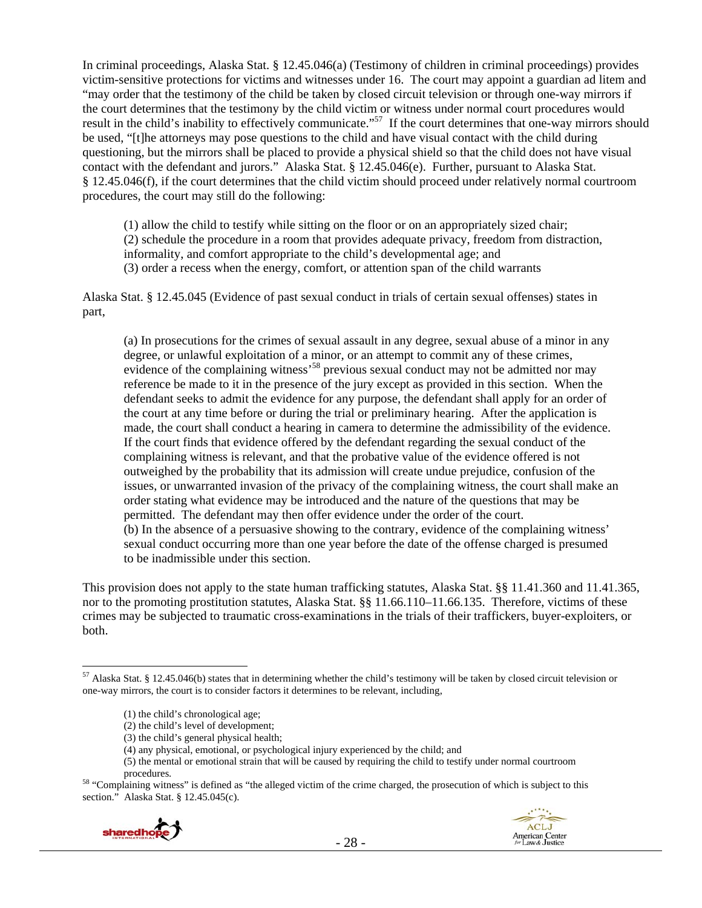In criminal proceedings, Alaska Stat. § 12.45.046(a) (Testimony of children in criminal proceedings) provides victim-sensitive protections for victims and witnesses under 16. The court may appoint a guardian ad litem and "may order that the testimony of the child be taken by closed circuit television or through one-way mirrors if the court determines that the testimony by the child victim or witness under normal court procedures would result in the child's inability to effectively communicate."[57] If the court determines that one-way mirrors should be used, "[t]he attorneys may pose questions to the child and have visual contact with the child during questioning, but the mirrors shall be placed to provide a physical shield so that the child does not have visual contact with the defendant and jurors." Alaska Stat. § 12.45.046(e). Further, pursuant to Alaska Stat. § 12.45.046(f), if the court determines that the child victim should proceed under relatively normal courtroom procedures, the court may still do the following:

> (1) allow the child to testify while sitting on the floor or on an appropriately sized chair;
> (2) schedule the procedure in a room that provides adequate privacy, freedom from distraction, informality, and comfort appropriate to the child's developmental age; and
> (3) order a recess when the energy, comfort, or attention span of the child warrants

Alaska Stat. § 12.45.045 (Evidence of past sexual conduct in trials of certain sexual offenses) states in part,

> (a) In prosecutions for the crimes of sexual assault in any degree, sexual abuse of a minor in any degree, or unlawful exploitation of a minor, or an attempt to commit any of these crimes, evidence of the complaining witness'[58] previous sexual conduct may not be admitted nor may reference be made to it in the presence of the jury except as provided in this section. When the defendant seeks to admit the evidence for any purpose, the defendant shall apply for an order of the court at any time before or during the trial or preliminary hearing. After the application is made, the court shall conduct a hearing in camera to determine the admissibility of the evidence. If the court finds that evidence offered by the defendant regarding the sexual conduct of the complaining witness is relevant, and that the probative value of the evidence offered is not outweighed by the probability that its admission will create undue prejudice, confusion of the issues, or unwarranted invasion of the privacy of the complaining witness, the court shall make an order stating what evidence may be introduced and the nature of the questions that may be permitted. The defendant may then offer evidence under the order of the court.
> (b) In the absence of a persuasive showing to the contrary, evidence of the complaining witness' sexual conduct occurring more than one year before the date of the offense charged is presumed to be inadmissible under this section.

This provision does not apply to the state human trafficking statutes, Alaska Stat. §§ 11.41.360 and 11.41.365, nor to the promoting prostitution statutes, Alaska Stat. §§ 11.66.110–11.66.135. Therefore, victims of these crimes may be subjected to traumatic cross-examinations in the trials of their traffickers, buyer-exploiters, or both.

---

[57] Alaska Stat. § 12.45.046(b) states that in determining whether the child's testimony will be taken by closed circuit television or one-way mirrors, the court is to consider factors it determines to be relevant, including,

> (1) the child's chronological age;
> (2) the child's level of development;
> (3) the child's general physical health;
> (4) any physical, emotional, or psychological injury experienced by the child; and
> (5) the mental or emotional strain that will be caused by requiring the child to testify under normal courtroom procedures.

[58] "Complaining witness" is defined as "the alleged victim of the crime charged, the prosecution of which is subject to this section." Alaska Stat. § 12.45.045(c).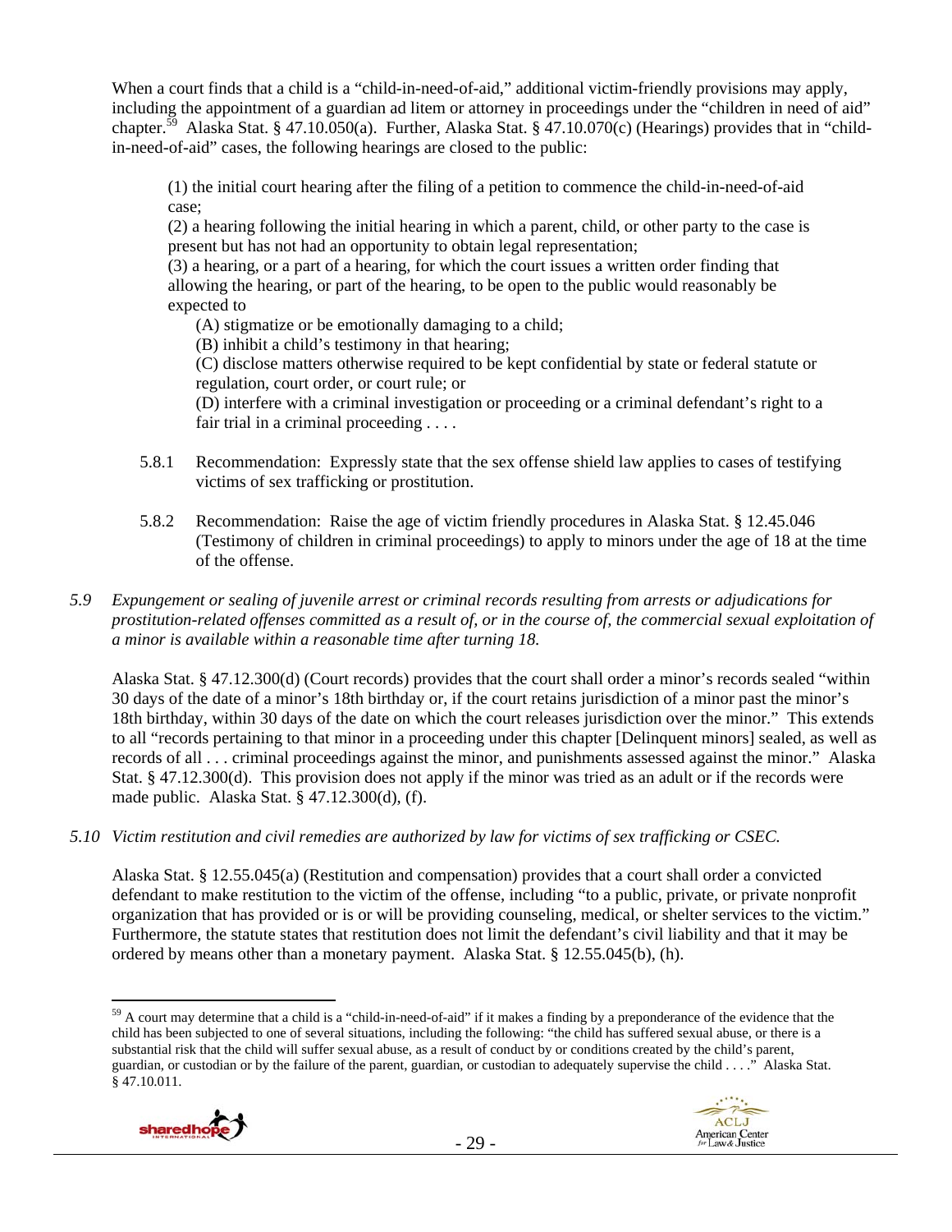When a court finds that a child is a "child-in-need-of-aid," additional victim-friendly provisions may apply, including the appointment of a guardian ad litem or attorney in proceedings under the "children in need of aid" chapter.[59] Alaska Stat. § 47.10.050(a). Further, Alaska Stat. § 47.10.070(c) (Hearings) provides that in "child-in-need-of-aid" cases, the following hearings are closed to the public:

> (1) the initial court hearing after the filing of a petition to commence the child-in-need-of-aid case;
> (2) a hearing following the initial hearing in which a parent, child, or other party to the case is present but has not had an opportunity to obtain legal representation;
> (3) a hearing, or a part of a hearing, for which the court issues a written order finding that allowing the hearing, or part of the hearing, to be open to the public would reasonably be expected to
> (A) stigmatize or be emotionally damaging to a child;
> (B) inhibit a child's testimony in that hearing;
> (C) disclose matters otherwise required to be kept confidential by state or federal statute or regulation, court order, or court rule; or
> (D) interfere with a criminal investigation or proceeding or a criminal defendant's right to a fair trial in a criminal proceeding . . . .

5.8.1 Recommendation: Expressly state that the sex offense shield law applies to cases of testifying victims of sex trafficking or prostitution.

5.8.2 Recommendation: Raise the age of victim friendly procedures in Alaska Stat. § 12.45.046 (Testimony of children in criminal proceedings) to apply to minors under the age of 18 at the time of the offense.

*5.9 Expungement or sealing of juvenile arrest or criminal records resulting from arrests or adjudications for prostitution-related offenses committed as a result of, or in the course of, the commercial sexual exploitation of a minor is available within a reasonable time after turning 18.*

Alaska Stat. § 47.12.300(d) (Court records) provides that the court shall order a minor's records sealed "within 30 days of the date of a minor's 18th birthday or, if the court retains jurisdiction of a minor past the minor's 18th birthday, within 30 days of the date on which the court releases jurisdiction over the minor." This extends to all "records pertaining to that minor in a proceeding under this chapter [Delinquent minors] sealed, as well as records of all . . . criminal proceedings against the minor, and punishments assessed against the minor." Alaska Stat. § 47.12.300(d). This provision does not apply if the minor was tried as an adult or if the records were made public. Alaska Stat. § 47.12.300(d), (f).

*5.10 Victim restitution and civil remedies are authorized by law for victims of sex trafficking or CSEC.*

Alaska Stat. § 12.55.045(a) (Restitution and compensation) provides that a court shall order a convicted defendant to make restitution to the victim of the offense, including "to a public, private, or private nonprofit organization that has provided or is or will be providing counseling, medical, or shelter services to the victim." Furthermore, the statute states that restitution does not limit the defendant's civil liability and that it may be ordered by means other than a monetary payment. Alaska Stat. § 12.55.045(b), (h).

---

[59] A court may determine that a child is a "child-in-need-of-aid" if it makes a finding by a preponderance of the evidence that the child has been subjected to one of several situations, including the following: "the child has suffered sexual abuse, or there is a substantial risk that the child will suffer sexual abuse, as a result of conduct by or conditions created by the child's parent, guardian, or custodian or by the failure of the parent, guardian, or custodian to adequately supervise the child . . . ." Alaska Stat. § 47.10.011.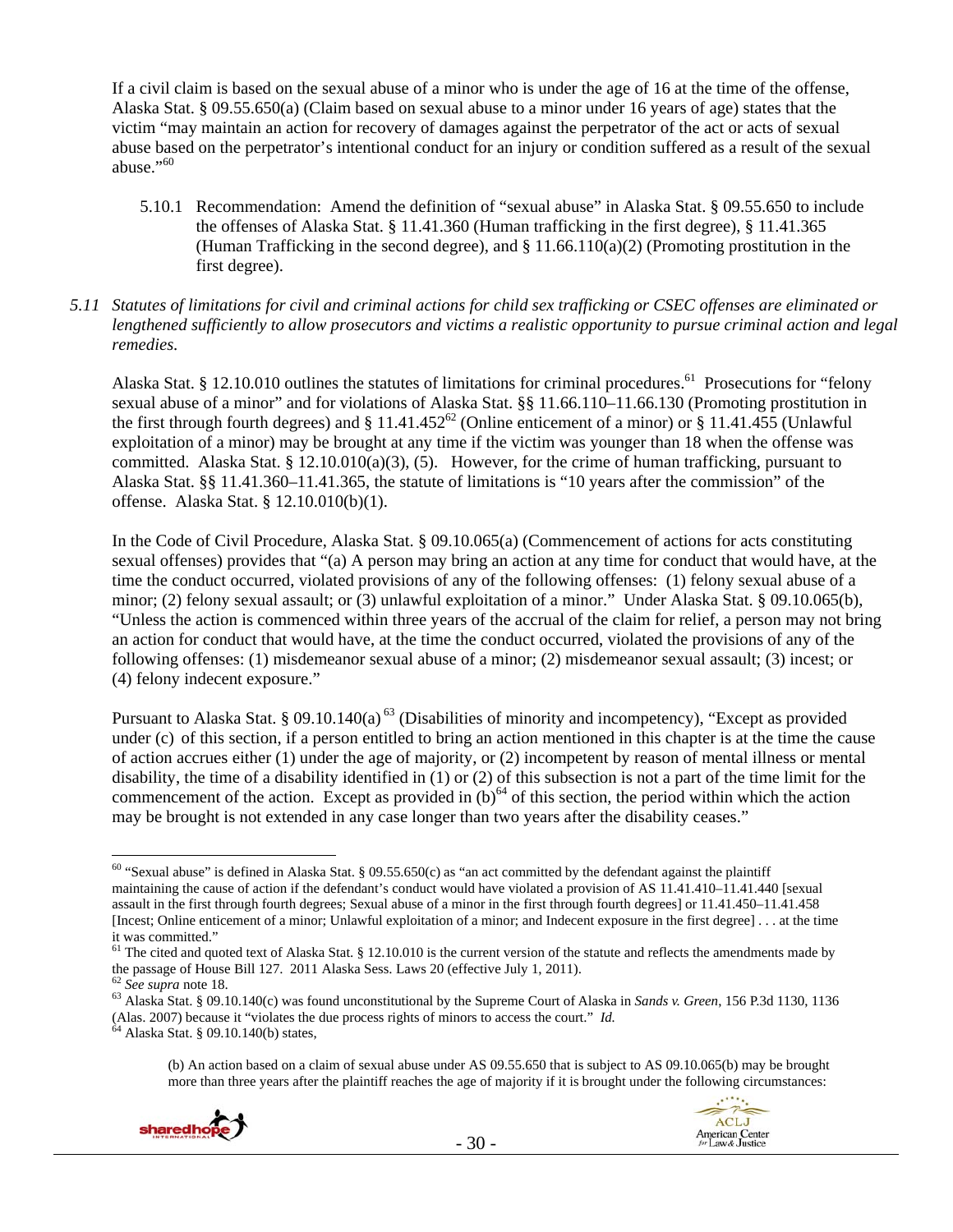If a civil claim is based on the sexual abuse of a minor who is under the age of 16 at the time of the offense, Alaska Stat. § 09.55.650(a) (Claim based on sexual abuse to a minor under 16 years of age) states that the victim "may maintain an action for recovery of damages against the perpetrator of the act or acts of sexual abuse based on the perpetrator's intentional conduct for an injury or condition suffered as a result of the sexual abuse."[60]

5.10.1 Recommendation: Amend the definition of "sexual abuse" in Alaska Stat. § 09.55.650 to include the offenses of Alaska Stat. § 11.41.360 (Human trafficking in the first degree), § 11.41.365 (Human Trafficking in the second degree), and § 11.66.110(a)(2) (Promoting prostitution in the first degree).

*5.11 Statutes of limitations for civil and criminal actions for child sex trafficking or CSEC offenses are eliminated or lengthened sufficiently to allow prosecutors and victims a realistic opportunity to pursue criminal action and legal remedies.*

Alaska Stat. § 12.10.010 outlines the statutes of limitations for criminal procedures.[61] Prosecutions for "felony sexual abuse of a minor" and for violations of Alaska Stat. §§ 11.66.110–11.66.130 (Promoting prostitution in the first through fourth degrees) and § 11.41.452[62] (Online enticement of a minor) or § 11.41.455 (Unlawful exploitation of a minor) may be brought at any time if the victim was younger than 18 when the offense was committed. Alaska Stat. § 12.10.010(a)(3), (5). However, for the crime of human trafficking, pursuant to Alaska Stat. §§ 11.41.360–11.41.365, the statute of limitations is "10 years after the commission" of the offense. Alaska Stat. § 12.10.010(b)(1).

In the Code of Civil Procedure, Alaska Stat. § 09.10.065(a) (Commencement of actions for acts constituting sexual offenses) provides that "(a) A person may bring an action at any time for conduct that would have, at the time the conduct occurred, violated provisions of any of the following offenses: (1) felony sexual abuse of a minor; (2) felony sexual assault; or (3) unlawful exploitation of a minor." Under Alaska Stat. § 09.10.065(b), "Unless the action is commenced within three years of the accrual of the claim for relief, a person may not bring an action for conduct that would have, at the time the conduct occurred, violated the provisions of any of the following offenses: (1) misdemeanor sexual abuse of a minor; (2) misdemeanor sexual assault; (3) incest; or (4) felony indecent exposure."

Pursuant to Alaska Stat. § 09.10.140(a) [63] (Disabilities of minority and incompetency), "Except as provided under (c) of this section, if a person entitled to bring an action mentioned in this chapter is at the time the cause of action accrues either (1) under the age of majority, or (2) incompetent by reason of mental illness or mental disability, the time of a disability identified in (1) or (2) of this subsection is not a part of the time limit for the commencement of the action. Except as provided in (b)[64] of this section, the period within which the action may be brought is not extended in any case longer than two years after the disability ceases."

---

[60] "Sexual abuse" is defined in Alaska Stat. § 09.55.650(c) as "an act committed by the defendant against the plaintiff maintaining the cause of action if the defendant's conduct would have violated a provision of AS 11.41.410–11.41.440 [sexual assault in the first through fourth degrees; Sexual abuse of a minor in the first through fourth degrees] or 11.41.450–11.41.458 [Incest; Online enticement of a minor; Unlawful exploitation of a minor; and Indecent exposure in the first degree] . . . at the time it was committed."

[61] The cited and quoted text of Alaska Stat. § 12.10.010 is the current version of the statute and reflects the amendments made by the passage of House Bill 127. 2011 Alaska Sess. Laws 20 (effective July 1, 2011).

[62] *See supra* note 18.

[63] Alaska Stat. § 09.10.140(c) was found unconstitutional by the Supreme Court of Alaska in *Sands v. Green*, 156 P.3d 1130, 1136 (Alas. 2007) because it "violates the due process rights of minors to access the court." *Id.*

[64] Alaska Stat. § 09.10.140(b) states,

> (b) An action based on a claim of sexual abuse under AS 09.55.650 that is subject to AS 09.10.065(b) may be brought more than three years after the plaintiff reaches the age of majority if it is brought under the following circumstances: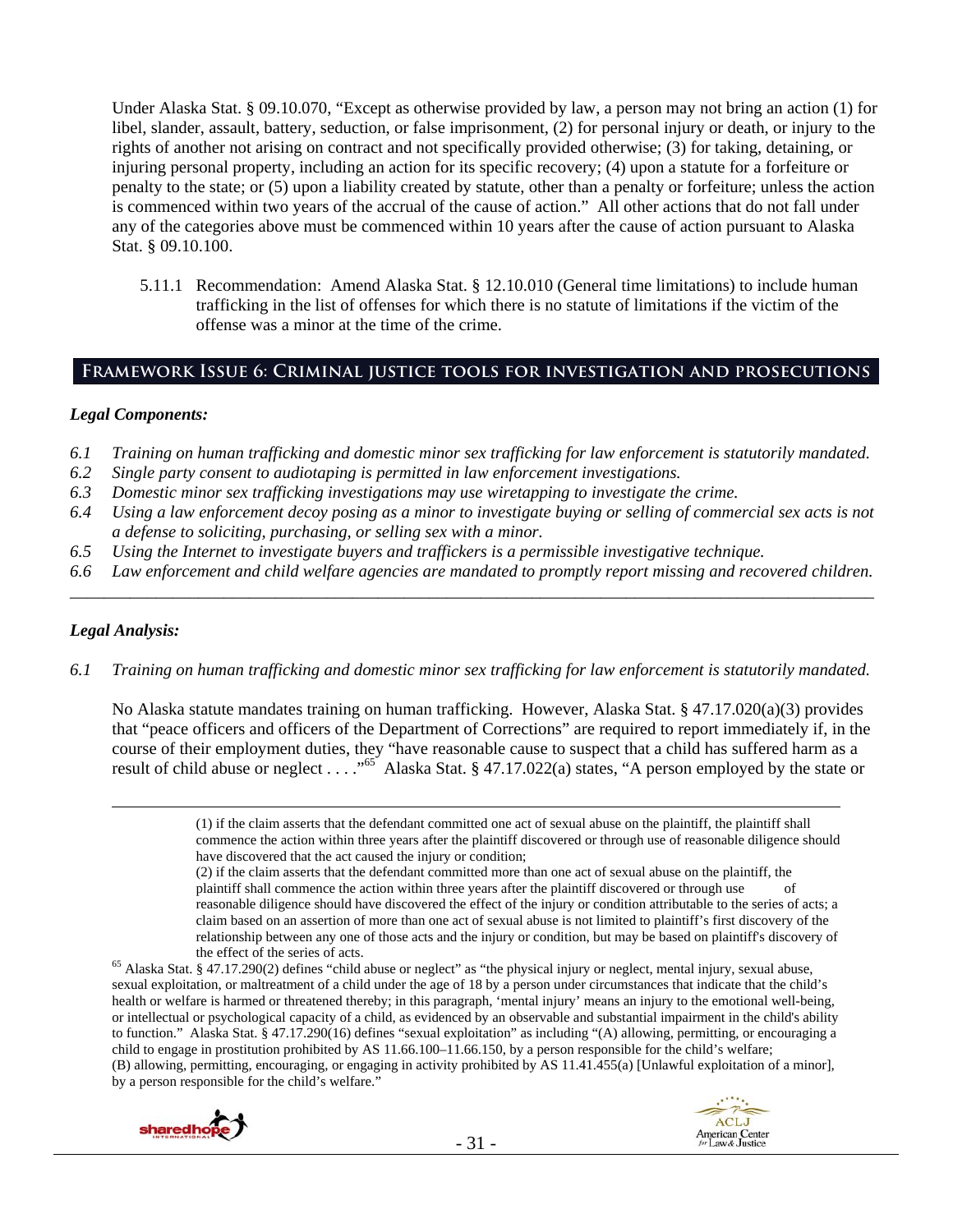Under Alaska Stat. § 09.10.070, "Except as otherwise provided by law, a person may not bring an action (1) for libel, slander, assault, battery, seduction, or false imprisonment, (2) for personal injury or death, or injury to the rights of another not arising on contract and not specifically provided otherwise; (3) for taking, detaining, or injuring personal property, including an action for its specific recovery; (4) upon a statute for a forfeiture or penalty to the state; or (5) upon a liability created by statute, other than a penalty or forfeiture; unless the action is commenced within two years of the accrual of the cause of action." All other actions that do not fall under any of the categories above must be commenced within 10 years after the cause of action pursuant to Alaska Stat. § 09.10.100.

5.11.1 Recommendation: Amend Alaska Stat. § 12.10.010 (General time limitations) to include human trafficking in the list of offenses for which there is no statute of limitations if the victim of the offense was a minor at the time of the crime.

## Framework Issue 6: Criminal justice tools for investigation and prosecutions

### *Legal Components:*

*6.1 Training on human trafficking and domestic minor sex trafficking for law enforcement is statutorily mandated.*
*6.2 Single party consent to audiotaping is permitted in law enforcement investigations.*
*6.3 Domestic minor sex trafficking investigations may use wiretapping to investigate the crime.*
*6.4 Using a law enforcement decoy posing as a minor to investigate buying or selling of commercial sex acts is not a defense to soliciting, purchasing, or selling sex with a minor.*
*6.5 Using the Internet to investigate buyers and traffickers is a permissible investigative technique.*
*6.6 Law enforcement and child welfare agencies are mandated to promptly report missing and recovered children.*

---

### *Legal Analysis:*

*6.1 Training on human trafficking and domestic minor sex trafficking for law enforcement is statutorily mandated.*

No Alaska statute mandates training on human trafficking. However, Alaska Stat. § 47.17.020(a)(3) provides that "peace officers and officers of the Department of Corrections" are required to report immediately if, in the course of their employment duties, they "have reasonable cause to suspect that a child has suffered harm as a result of child abuse or neglect . . . ."[65] Alaska Stat. § 47.17.022(a) states, "A person employed by the state or

---

(1) if the claim asserts that the defendant committed one act of sexual abuse on the plaintiff, the plaintiff shall commence the action within three years after the plaintiff discovered or through use of reasonable diligence should have discovered that the act caused the injury or condition;
(2) if the claim asserts that the defendant committed more than one act of sexual abuse on the plaintiff, the plaintiff shall commence the action within three years after the plaintiff discovered or through use of reasonable diligence should have discovered the effect of the injury or condition attributable to the series of acts; a claim based on an assertion of more than one act of sexual abuse is not limited to plaintiff's first discovery of the relationship between any one of those acts and the injury or condition, but may be based on plaintiff's discovery of the effect of the series of acts.

[65] Alaska Stat. § 47.17.290(2) defines "child abuse or neglect" as "the physical injury or neglect, mental injury, sexual abuse, sexual exploitation, or maltreatment of a child under the age of 18 by a person under circumstances that indicate that the child's health or welfare is harmed or threatened thereby; in this paragraph, 'mental injury' means an injury to the emotional well-being, or intellectual or psychological capacity of a child, as evidenced by an observable and substantial impairment in the child's ability to function." Alaska Stat. § 47.17.290(16) defines "sexual exploitation" as including "(A) allowing, permitting, or encouraging a child to engage in prostitution prohibited by AS 11.66.100–11.66.150, by a person responsible for the child's welfare; (B) allowing, permitting, encouraging, or engaging in activity prohibited by AS 11.41.455(a) [Unlawful exploitation of a minor], by a person responsible for the child's welfare."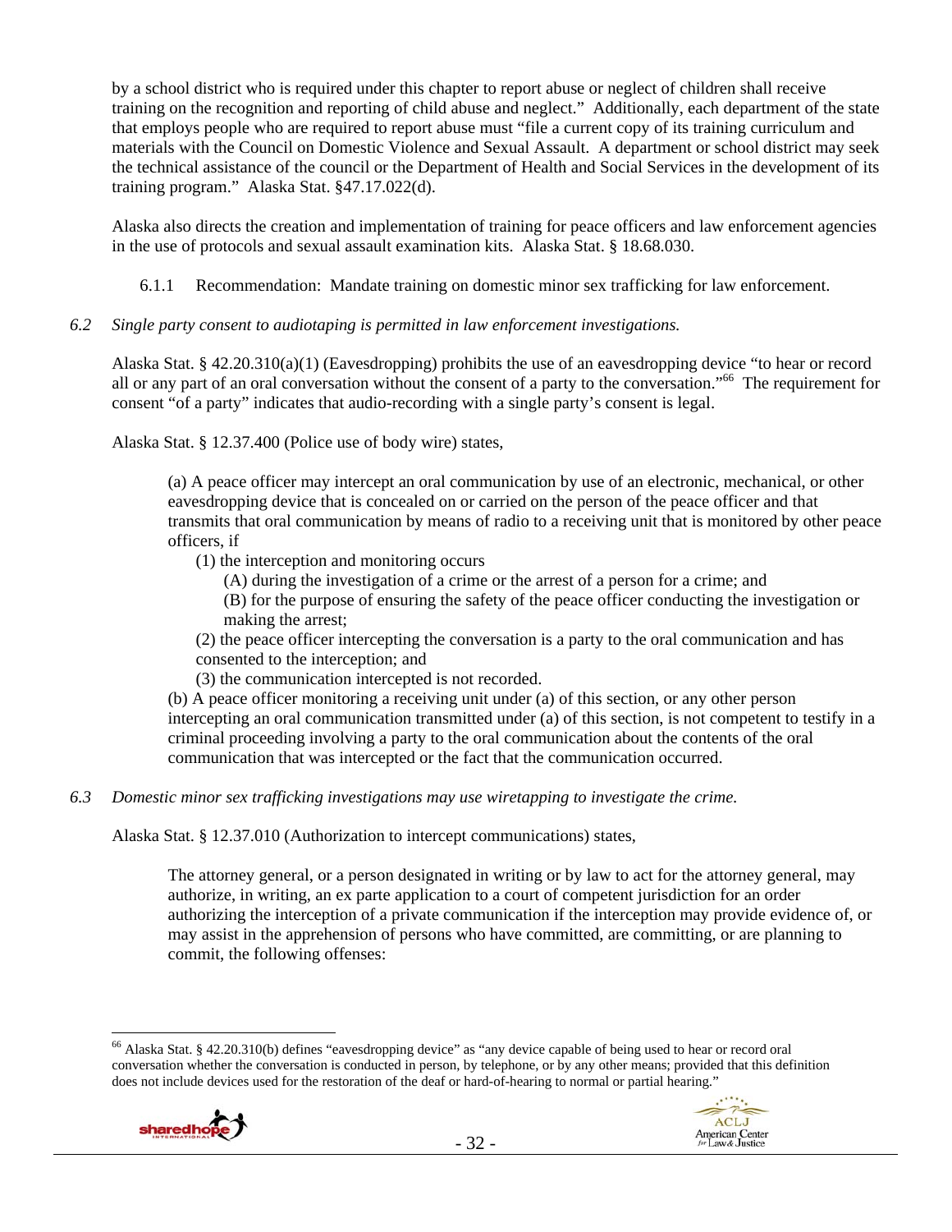by a school district who is required under this chapter to report abuse or neglect of children shall receive training on the recognition and reporting of child abuse and neglect." Additionally, each department of the state that employs people who are required to report abuse must "file a current copy of its training curriculum and materials with the Council on Domestic Violence and Sexual Assault. A department or school district may seek the technical assistance of the council or the Department of Health and Social Services in the development of its training program." Alaska Stat. §47.17.022(d).

Alaska also directs the creation and implementation of training for peace officers and law enforcement agencies in the use of protocols and sexual assault examination kits. Alaska Stat. § 18.68.030.

6.1.1 Recommendation: Mandate training on domestic minor sex trafficking for law enforcement.

*6.2 Single party consent to audiotaping is permitted in law enforcement investigations.*

Alaska Stat. § 42.20.310(a)(1) (Eavesdropping) prohibits the use of an eavesdropping device "to hear or record all or any part of an oral conversation without the consent of a party to the conversation."[66] The requirement for consent "of a party" indicates that audio-recording with a single party's consent is legal.

Alaska Stat. § 12.37.400 (Police use of body wire) states,

> (a) A peace officer may intercept an oral communication by use of an electronic, mechanical, or other eavesdropping device that is concealed on or carried on the person of the peace officer and that transmits that oral communication by means of radio to a receiving unit that is monitored by other peace officers, if
>
> (1) the interception and monitoring occurs
>
> (A) during the investigation of a crime or the arrest of a person for a crime; and
>
> (B) for the purpose of ensuring the safety of the peace officer conducting the investigation or making the arrest;
>
> (2) the peace officer intercepting the conversation is a party to the oral communication and has consented to the interception; and
>
> (3) the communication intercepted is not recorded.
>
> (b) A peace officer monitoring a receiving unit under (a) of this section, or any other person intercepting an oral communication transmitted under (a) of this section, is not competent to testify in a criminal proceeding involving a party to the oral communication about the contents of the oral communication that was intercepted or the fact that the communication occurred.

*6.3 Domestic minor sex trafficking investigations may use wiretapping to investigate the crime.*

Alaska Stat. § 12.37.010 (Authorization to intercept communications) states,

> The attorney general, or a person designated in writing or by law to act for the attorney general, may authorize, in writing, an ex parte application to a court of competent jurisdiction for an order authorizing the interception of a private communication if the interception may provide evidence of, or may assist in the apprehension of persons who have committed, are committing, or are planning to commit, the following offenses:

---

[66] Alaska Stat. § 42.20.310(b) defines "eavesdropping device" as "any device capable of being used to hear or record oral conversation whether the conversation is conducted in person, by telephone, or by any other means; provided that this definition does not include devices used for the restoration of the deaf or hard-of-hearing to normal or partial hearing."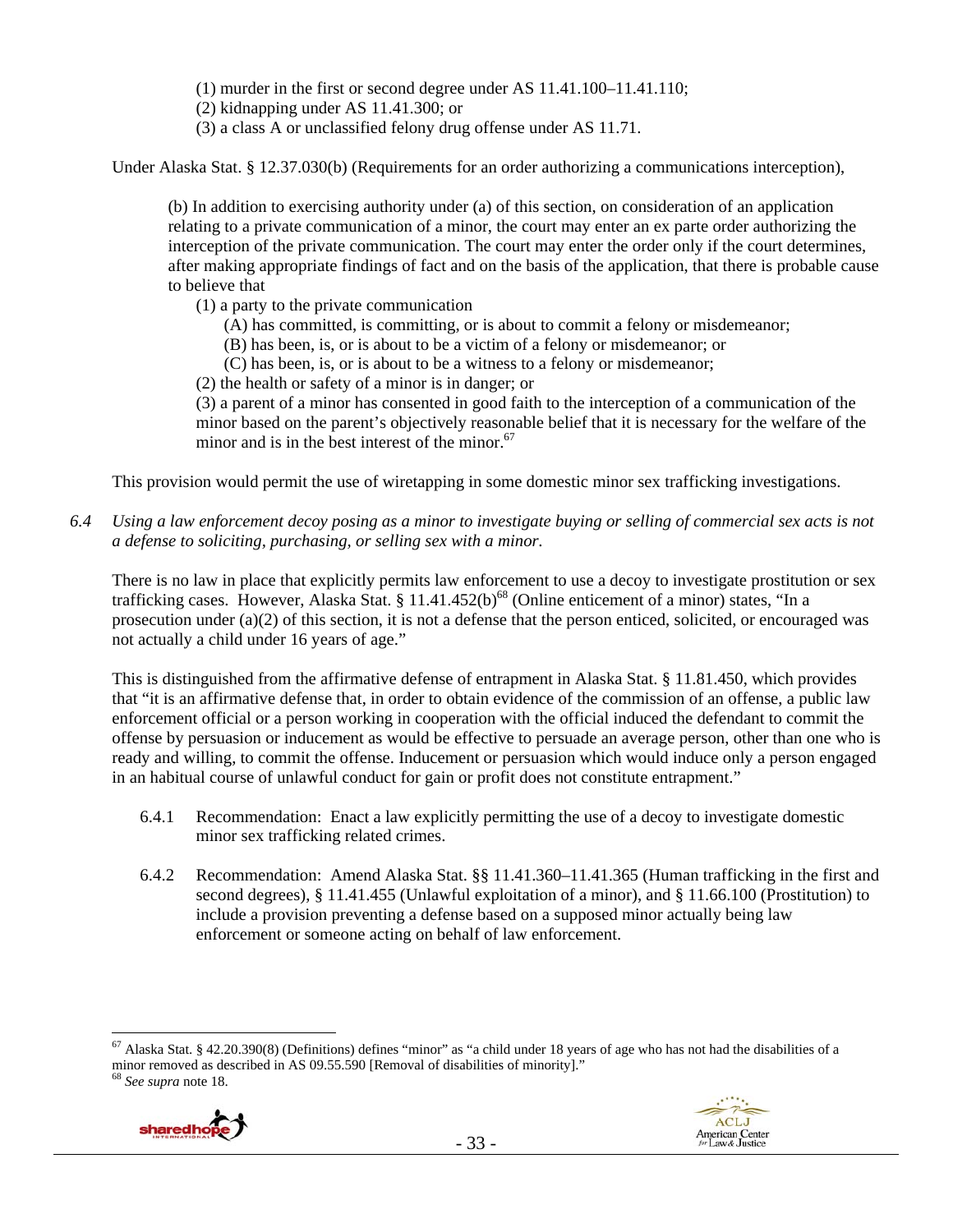(1) murder in the first or second degree under AS 11.41.100–11.41.110;
(2) kidnapping under AS 11.41.300; or
(3) a class A or unclassified felony drug offense under AS 11.71.

Under Alaska Stat. § 12.37.030(b) (Requirements for an order authorizing a communications interception),

> (b) In addition to exercising authority under (a) of this section, on consideration of an application relating to a private communication of a minor, the court may enter an ex parte order authorizing the interception of the private communication. The court may enter the order only if the court determines, after making appropriate findings of fact and on the basis of the application, that there is probable cause to believe that
>
> (1) a party to the private communication
>
> (A) has committed, is committing, or is about to commit a felony or misdemeanor;
>
> (B) has been, is, or is about to be a victim of a felony or misdemeanor; or
>
> (C) has been, is, or is about to be a witness to a felony or misdemeanor;
>
> (2) the health or safety of a minor is in danger; or
>
> (3) a parent of a minor has consented in good faith to the interception of a communication of the minor based on the parent's objectively reasonable belief that it is necessary for the welfare of the minor and is in the best interest of the minor.[67]

This provision would permit the use of wiretapping in some domestic minor sex trafficking investigations.

*6.4 Using a law enforcement decoy posing as a minor to investigate buying or selling of commercial sex acts is not a defense to soliciting, purchasing, or selling sex with a minor.*

There is no law in place that explicitly permits law enforcement to use a decoy to investigate prostitution or sex trafficking cases. However, Alaska Stat. § 11.41.452(b)[68] (Online enticement of a minor) states, "In a prosecution under (a)(2) of this section, it is not a defense that the person enticed, solicited, or encouraged was not actually a child under 16 years of age."

This is distinguished from the affirmative defense of entrapment in Alaska Stat. § 11.81.450, which provides that "it is an affirmative defense that, in order to obtain evidence of the commission of an offense, a public law enforcement official or a person working in cooperation with the official induced the defendant to commit the offense by persuasion or inducement as would be effective to persuade an average person, other than one who is ready and willing, to commit the offense. Inducement or persuasion which would induce only a person engaged in an habitual course of unlawful conduct for gain or profit does not constitute entrapment."

6.4.1 Recommendation: Enact a law explicitly permitting the use of a decoy to investigate domestic minor sex trafficking related crimes.

6.4.2 Recommendation: Amend Alaska Stat. §§ 11.41.360–11.41.365 (Human trafficking in the first and second degrees), § 11.41.455 (Unlawful exploitation of a minor), and § 11.66.100 (Prostitution) to include a provision preventing a defense based on a supposed minor actually being law enforcement or someone acting on behalf of law enforcement.

---

[67] Alaska Stat. § 42.20.390(8) (Definitions) defines "minor" as "a child under 18 years of age who has not had the disabilities of a minor removed as described in AS 09.55.590 [Removal of disabilities of minority]."

[68] *See supra* note 18.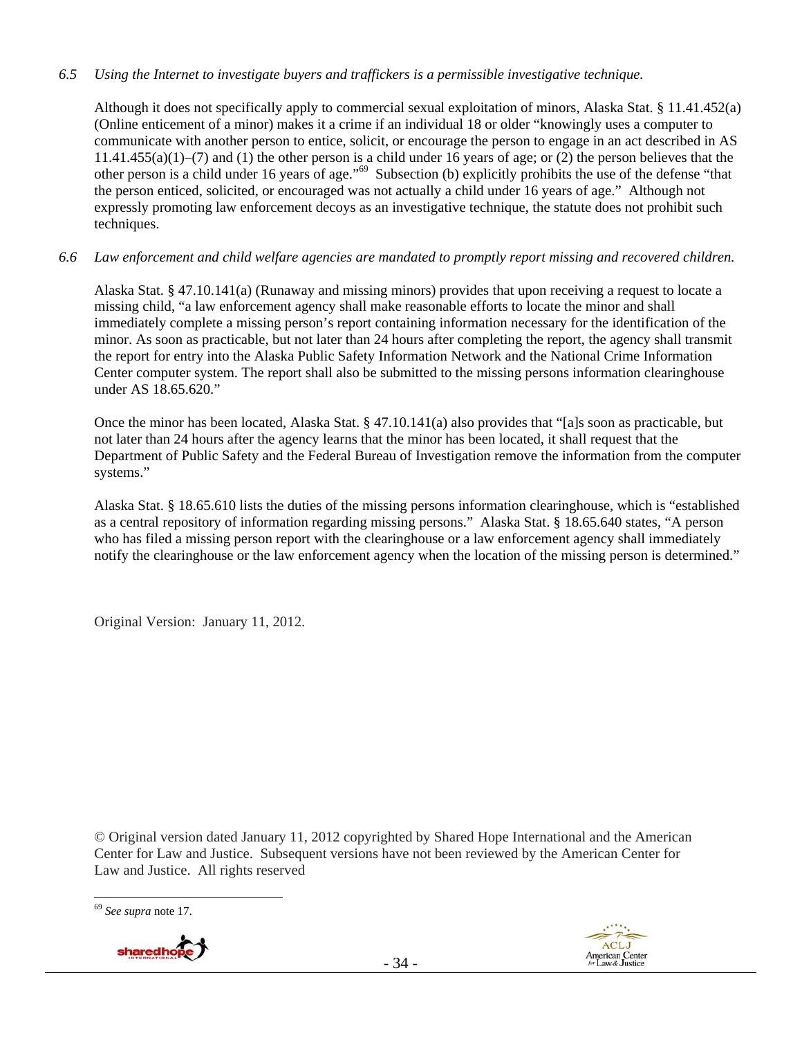*6.5 Using the Internet to investigate buyers and traffickers is a permissible investigative technique.*

Although it does not specifically apply to commercial sexual exploitation of minors, Alaska Stat. § 11.41.452(a) (Online enticement of a minor) makes it a crime if an individual 18 or older "knowingly uses a computer to communicate with another person to entice, solicit, or encourage the person to engage in an act described in AS 11.41.455(a)(1)–(7) and (1) the other person is a child under 16 years of age; or (2) the person believes that the other person is a child under 16 years of age."[69] Subsection (b) explicitly prohibits the use of the defense "that the person enticed, solicited, or encouraged was not actually a child under 16 years of age." Although not expressly promoting law enforcement decoys as an investigative technique, the statute does not prohibit such techniques.

*6.6 Law enforcement and child welfare agencies are mandated to promptly report missing and recovered children.*

Alaska Stat. § 47.10.141(a) (Runaway and missing minors) provides that upon receiving a request to locate a missing child, "a law enforcement agency shall make reasonable efforts to locate the minor and shall immediately complete a missing person's report containing information necessary for the identification of the minor. As soon as practicable, but not later than 24 hours after completing the report, the agency shall transmit the report for entry into the Alaska Public Safety Information Network and the National Crime Information Center computer system. The report shall also be submitted to the missing persons information clearinghouse under AS 18.65.620."

Once the minor has been located, Alaska Stat. § 47.10.141(a) also provides that "[a]s soon as practicable, but not later than 24 hours after the agency learns that the minor has been located, it shall request that the Department of Public Safety and the Federal Bureau of Investigation remove the information from the computer systems."

Alaska Stat. § 18.65.610 lists the duties of the missing persons information clearinghouse, which is "established as a central repository of information regarding missing persons." Alaska Stat. § 18.65.640 states, "A person who has filed a missing person report with the clearinghouse or a law enforcement agency shall immediately notify the clearinghouse or the law enforcement agency when the location of the missing person is determined."

Original Version: January 11, 2012.

© Original version dated January 11, 2012 copyrighted by Shared Hope International and the American Center for Law and Justice. Subsequent versions have not been reviewed by the American Center for Law and Justice. All rights reserved

[69] *See supra* note 17.